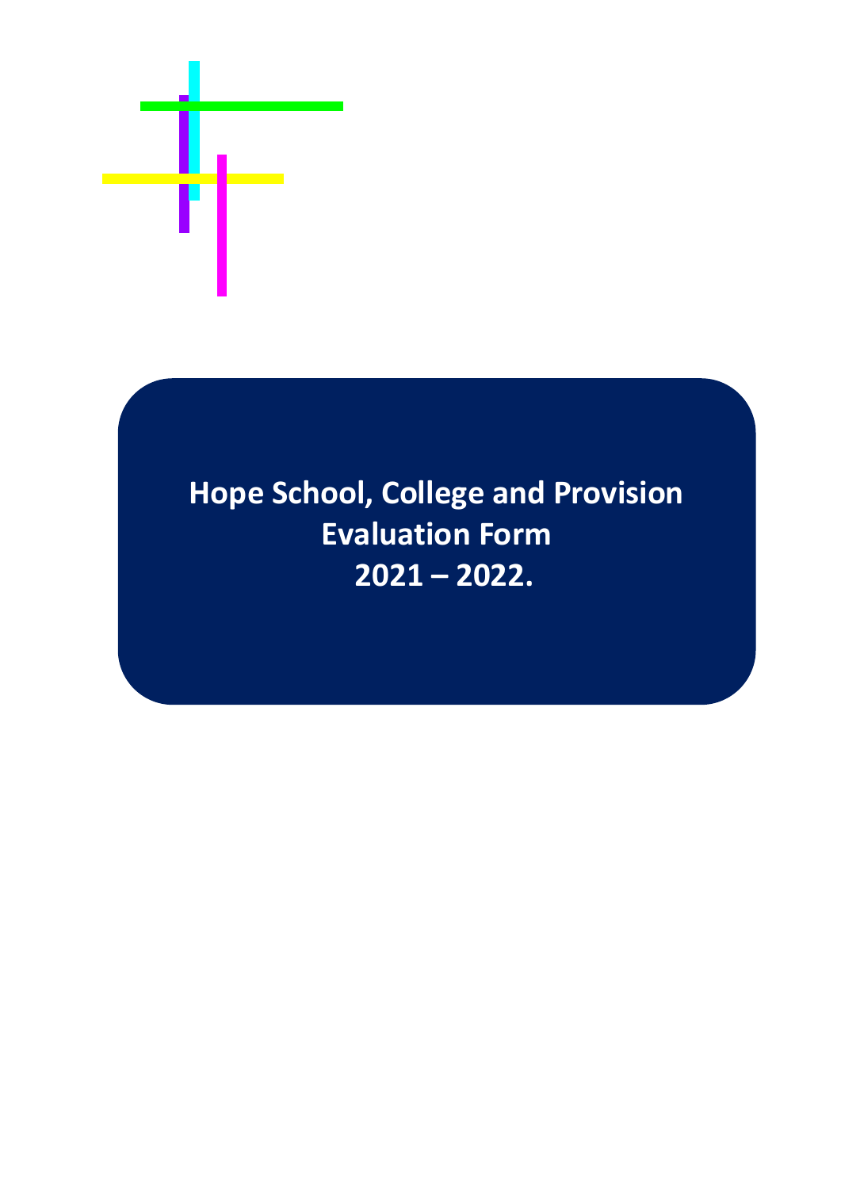# Hope School, College and Provision Evaluation Form 2021 – 2022.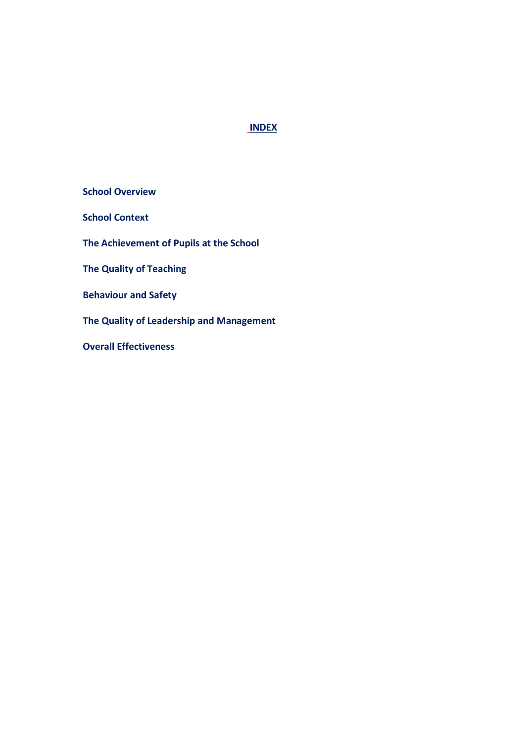# INDEX

**School Overview**

**School Context**

**The Achievement of Pupils at the School**

**The Quality of Teaching**

**Behaviour and Safety**

**The Quality of Leadership and Management**

**Overall Effectiveness**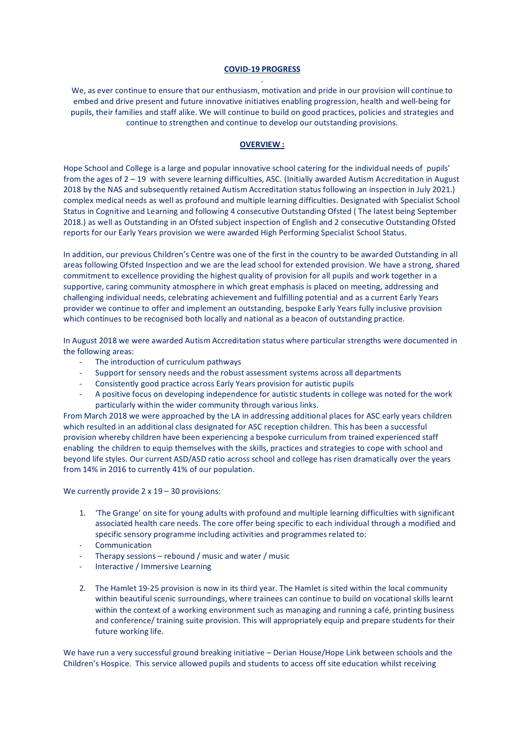**COVID-19 PROGRESS**

.

We, as ever continue to ensure that our enthusiasm, motivation and pride in our provision will continue to embed and drive present and future innovative initiatives enabling progression, health and well-being for pupils, their families and staff alike. We will continue to build on good practices, policies and strategies and continue to strengthen and continue to develop our outstanding provisions.

**OVERVIEW :**

Hope School and College is a large and popular innovative school catering for the individual needs of pupils' from the ages of 2 – 19 with severe learning difficulties, ASC. (Initially awarded Autism Accreditation in August 2018 by the NAS and subsequently retained Autism Accreditation status following an inspection in July 2021.) complex medical needs as well as profound and multiple learning difficulties. Designated with Specialist School Status in Cognitive and Learning and following 4 consecutive Outstanding Ofsted ( The latest being September 2018.) as well as Outstanding in an Ofsted subject inspection of English and 2 consecutive Outstanding Ofsted reports for our Early Years provision we were awarded High Performing Specialist School Status.

In addition, our previous Children's Centre was one of the first in the country to be awarded Outstanding in all areas following Ofsted Inspection and we are the lead school for extended provision. We have a strong, shared commitment to excellence providing the highest quality of provision for all pupils and work together in a supportive, caring community atmosphere in which great emphasis is placed on meeting, addressing and challenging individual needs, celebrating achievement and fulfilling potential and as a current Early Years provider we continue to offer and implement an outstanding, bespoke Early Years fully inclusive provision which continues to be recognised both locally and national as a beacon of outstanding practice.

In August 2018 we were awarded Autism Accreditation status where particular strengths were documented in the following areas:

- The introduction of curriculum pathways
- Support for sensory needs and the robust assessment systems across all departments
- Consistently good practice across Early Years provision for autistic pupils
- A positive focus on developing independence for autistic students in college was noted for the work particularly within the wider community through various links.

From March 2018 we were approached by the LA in addressing additional places for ASC early years children which resulted in an additional class designated for ASC reception children. This has been a successful provision whereby children have been experiencing a bespoke curriculum from trained experienced staff enabling the children to equip themselves with the skills, practices and strategies to cope with school and beyond life styles. Our current ASD/ASD ratio across school and college has risen dramatically over the years from 14% in 2016 to currently 41% of our population.

We currently provide 2 x 19 – 30 provisions:

1. 'The Grange' on site for young adults with profound and multiple learning difficulties with significant associated health care needs. The core offer being specific to each individual through a modified and specific sensory programme including activities and programmes related to:
   - Communication
   - Therapy sessions – rebound / music and water / music
   - Interactive / Immersive Learning

2. The Hamlet 19-25 provision is now in its third year. The Hamlet is sited within the local community within beautiful scenic surroundings, where trainees can continue to build on vocational skills learnt within the context of a working environment such as managing and running a café, printing business and conference/ training suite provision. This will appropriately equip and prepare students for their future working life.

We have run a very successful ground breaking initiative – Derian House/Hope Link between schools and the Children's Hospice. This service allowed pupils and students to access off site education whilst receiving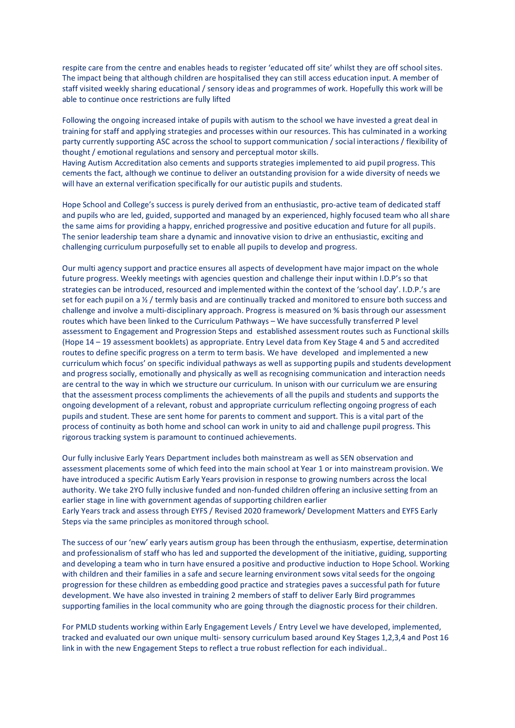respite care from the centre and enables heads to register 'educated off site' whilst they are off school sites. The impact being that although children are hospitalised they can still access education input. A member of staff visited weekly sharing educational / sensory ideas and programmes of work. Hopefully this work will be able to continue once restrictions are fully lifted

Following the ongoing increased intake of pupils with autism to the school we have invested a great deal in training for staff and applying strategies and processes within our resources. This has culminated in a working party currently supporting ASC across the school to support communication / social interactions / flexibility of thought / emotional regulations and sensory and perceptual motor skills.
Having Autism Accreditation also cements and supports strategies implemented to aid pupil progress. This cements the fact, although we continue to deliver an outstanding provision for a wide diversity of needs we will have an external verification specifically for our autistic pupils and students.

Hope School and College's success is purely derived from an enthusiastic, pro-active team of dedicated staff and pupils who are led, guided, supported and managed by an experienced, highly focused team who all share the same aims for providing a happy, enriched progressive and positive education and future for all pupils. The senior leadership team share a dynamic and innovative vision to drive an enthusiastic, exciting and challenging curriculum purposefully set to enable all pupils to develop and progress.

Our multi agency support and practice ensures all aspects of development have major impact on the whole future progress. Weekly meetings with agencies question and challenge their input within I.D.P's so that strategies can be introduced, resourced and implemented within the context of the 'school day'. I.D.P.'s are set for each pupil on a ½ / termly basis and are continually tracked and monitored to ensure both success and challenge and involve a multi-disciplinary approach. Progress is measured on % basis through our assessment routes which have been linked to the Curriculum Pathways – We have successfully transferred P level assessment to Engagement and Progression Steps and established assessment routes such as Functional skills (Hope 14 – 19 assessment booklets) as appropriate. Entry Level data from Key Stage 4 and 5 and accredited routes to define specific progress on a term to term basis. We have developed and implemented a new curriculum which focus' on specific individual pathways as well as supporting pupils and students development and progress socially, emotionally and physically as well as recognising communication and interaction needs are central to the way in which we structure our curriculum. In unison with our curriculum we are ensuring that the assessment process compliments the achievements of all the pupils and students and supports the ongoing development of a relevant, robust and appropriate curriculum reflecting ongoing progress of each pupils and student. These are sent home for parents to comment and support. This is a vital part of the process of continuity as both home and school can work in unity to aid and challenge pupil progress. This rigorous tracking system is paramount to continued achievements.

Our fully inclusive Early Years Department includes both mainstream as well as SEN observation and assessment placements some of which feed into the main school at Year 1 or into mainstream provision. We have introduced a specific Autism Early Years provision in response to growing numbers across the local authority. We take 2YO fully inclusive funded and non-funded children offering an inclusive setting from an earlier stage in line with government agendas of supporting children earlier
Early Years track and assess through EYFS / Revised 2020 framework/ Development Matters and EYFS Early Steps via the same principles as monitored through school.

The success of our 'new' early years autism group has been through the enthusiasm, expertise, determination and professionalism of staff who has led and supported the development of the initiative, guiding, supporting and developing a team who in turn have ensured a positive and productive induction to Hope School. Working with children and their families in a safe and secure learning environment sows vital seeds for the ongoing progression for these children as embedding good practice and strategies paves a successful path for future development. We have also invested in training 2 members of staff to deliver Early Bird programmes supporting families in the local community who are going through the diagnostic process for their children.

For PMLD students working within Early Engagement Levels / Entry Level we have developed, implemented, tracked and evaluated our own unique multi- sensory curriculum based around Key Stages 1,2,3,4 and Post 16 link in with the new Engagement Steps to reflect a true robust reflection for each individual..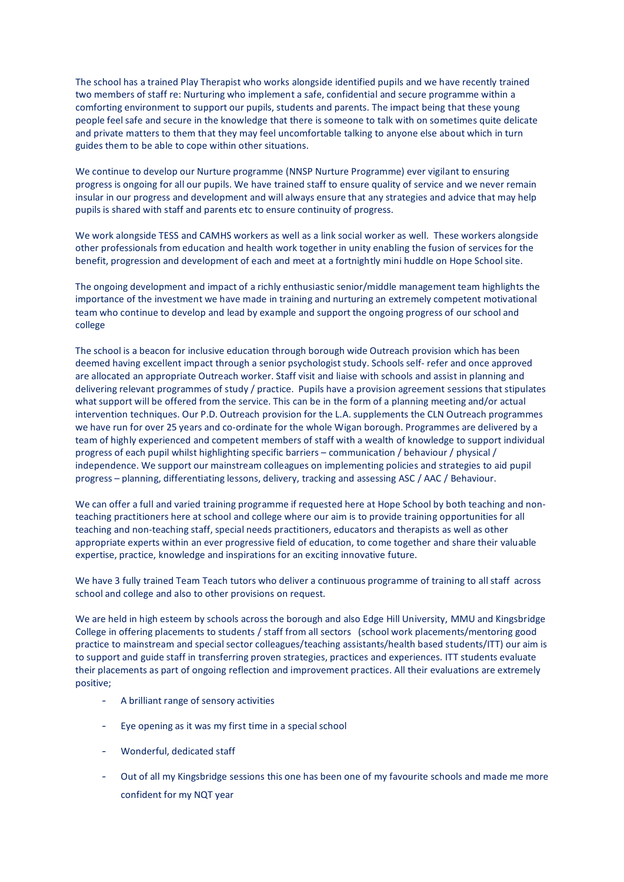The school has a trained Play Therapist who works alongside identified pupils and we have recently trained two members of staff re: Nurturing who implement a safe, confidential and secure programme within a comforting environment to support our pupils, students and parents. The impact being that these young people feel safe and secure in the knowledge that there is someone to talk with on sometimes quite delicate and private matters to them that they may feel uncomfortable talking to anyone else about which in turn guides them to be able to cope within other situations.

We continue to develop our Nurture programme (NNSP Nurture Programme) ever vigilant to ensuring progress is ongoing for all our pupils. We have trained staff to ensure quality of service and we never remain insular in our progress and development and will always ensure that any strategies and advice that may help pupils is shared with staff and parents etc to ensure continuity of progress.

We work alongside TESS and CAMHS workers as well as a link social worker as well. These workers alongside other professionals from education and health work together in unity enabling the fusion of services for the benefit, progression and development of each and meet at a fortnightly mini huddle on Hope School site.

The ongoing development and impact of a richly enthusiastic senior/middle management team highlights the importance of the investment we have made in training and nurturing an extremely competent motivational team who continue to develop and lead by example and support the ongoing progress of our school and college

The school is a beacon for inclusive education through borough wide Outreach provision which has been deemed having excellent impact through a senior psychologist study. Schools self- refer and once approved are allocated an appropriate Outreach worker. Staff visit and liaise with schools and assist in planning and delivering relevant programmes of study / practice. Pupils have a provision agreement sessions that stipulates what support will be offered from the service. This can be in the form of a planning meeting and/or actual intervention techniques. Our P.D. Outreach provision for the L.A. supplements the CLN Outreach programmes we have run for over 25 years and co-ordinate for the whole Wigan borough. Programmes are delivered by a team of highly experienced and competent members of staff with a wealth of knowledge to support individual progress of each pupil whilst highlighting specific barriers – communication / behaviour / physical / independence. We support our mainstream colleagues on implementing policies and strategies to aid pupil progress – planning, differentiating lessons, delivery, tracking and assessing ASC / AAC / Behaviour.

We can offer a full and varied training programme if requested here at Hope School by both teaching and non-teaching practitioners here at school and college where our aim is to provide training opportunities for all teaching and non-teaching staff, special needs practitioners, educators and therapists as well as other appropriate experts within an ever progressive field of education, to come together and share their valuable expertise, practice, knowledge and inspirations for an exciting innovative future.

We have 3 fully trained Team Teach tutors who deliver a continuous programme of training to all staff across school and college and also to other provisions on request.

We are held in high esteem by schools across the borough and also Edge Hill University, MMU and Kingsbridge College in offering placements to students / staff from all sectors (school work placements/mentoring good practice to mainstream and special sector colleagues/teaching assistants/health based students/ITT) our aim is to support and guide staff in transferring proven strategies, practices and experiences. ITT students evaluate their placements as part of ongoing reflection and improvement practices. All their evaluations are extremely positive;

- A brilliant range of sensory activities
- Eye opening as it was my first time in a special school
- Wonderful, dedicated staff
- Out of all my Kingsbridge sessions this one has been one of my favourite schools and made me more confident for my NQT year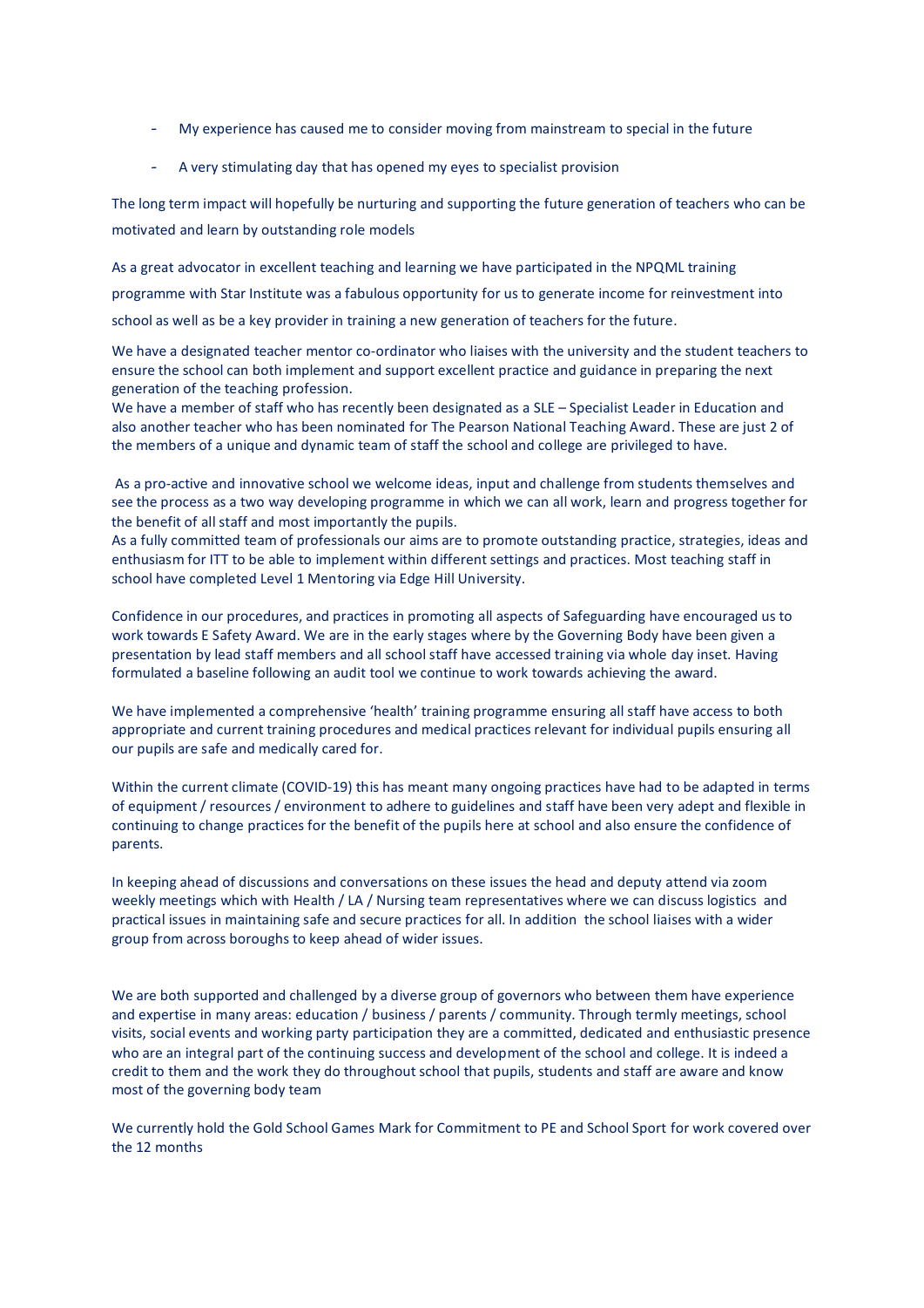- My experience has caused me to consider moving from mainstream to special in the future
- A very stimulating day that has opened my eyes to specialist provision

The long term impact will hopefully be nurturing and supporting the future generation of teachers who can be motivated and learn by outstanding role models

As a great advocator in excellent teaching and learning we have participated in the NPQML training programme with Star Institute was a fabulous opportunity for us to generate income for reinvestment into school as well as be a key provider in training a new generation of teachers for the future.

We have a designated teacher mentor co-ordinator who liaises with the university and the student teachers to ensure the school can both implement and support excellent practice and guidance in preparing the next generation of the teaching profession.
We have a member of staff who has recently been designated as a SLE – Specialist Leader in Education and also another teacher who has been nominated for The Pearson National Teaching Award. These are just 2 of the members of a unique and dynamic team of staff the school and college are privileged to have.

As a pro-active and innovative school we welcome ideas, input and challenge from students themselves and see the process as a two way developing programme in which we can all work, learn and progress together for the benefit of all staff and most importantly the pupils.
As a fully committed team of professionals our aims are to promote outstanding practice, strategies, ideas and enthusiasm for ITT to be able to implement within different settings and practices. Most teaching staff in school have completed Level 1 Mentoring via Edge Hill University.

Confidence in our procedures, and practices in promoting all aspects of Safeguarding have encouraged us to work towards E Safety Award. We are in the early stages where by the Governing Body have been given a presentation by lead staff members and all school staff have accessed training via whole day inset. Having formulated a baseline following an audit tool we continue to work towards achieving the award.

We have implemented a comprehensive 'health' training programme ensuring all staff have access to both appropriate and current training procedures and medical practices relevant for individual pupils ensuring all our pupils are safe and medically cared for.

Within the current climate (COVID-19) this has meant many ongoing practices have had to be adapted in terms of equipment / resources / environment to adhere to guidelines and staff have been very adept and flexible in continuing to change practices for the benefit of the pupils here at school and also ensure the confidence of parents.

In keeping ahead of discussions and conversations on these issues the head and deputy attend via zoom weekly meetings which with Health / LA / Nursing team representatives where we can discuss logistics and practical issues in maintaining safe and secure practices for all. In addition the school liaises with a wider group from across boroughs to keep ahead of wider issues.

We are both supported and challenged by a diverse group of governors who between them have experience and expertise in many areas: education / business / parents / community. Through termly meetings, school visits, social events and working party participation they are a committed, dedicated and enthusiastic presence who are an integral part of the continuing success and development of the school and college. It is indeed a credit to them and the work they do throughout school that pupils, students and staff are aware and know most of the governing body team

We currently hold the Gold School Games Mark for Commitment to PE and School Sport for work covered over the 12 months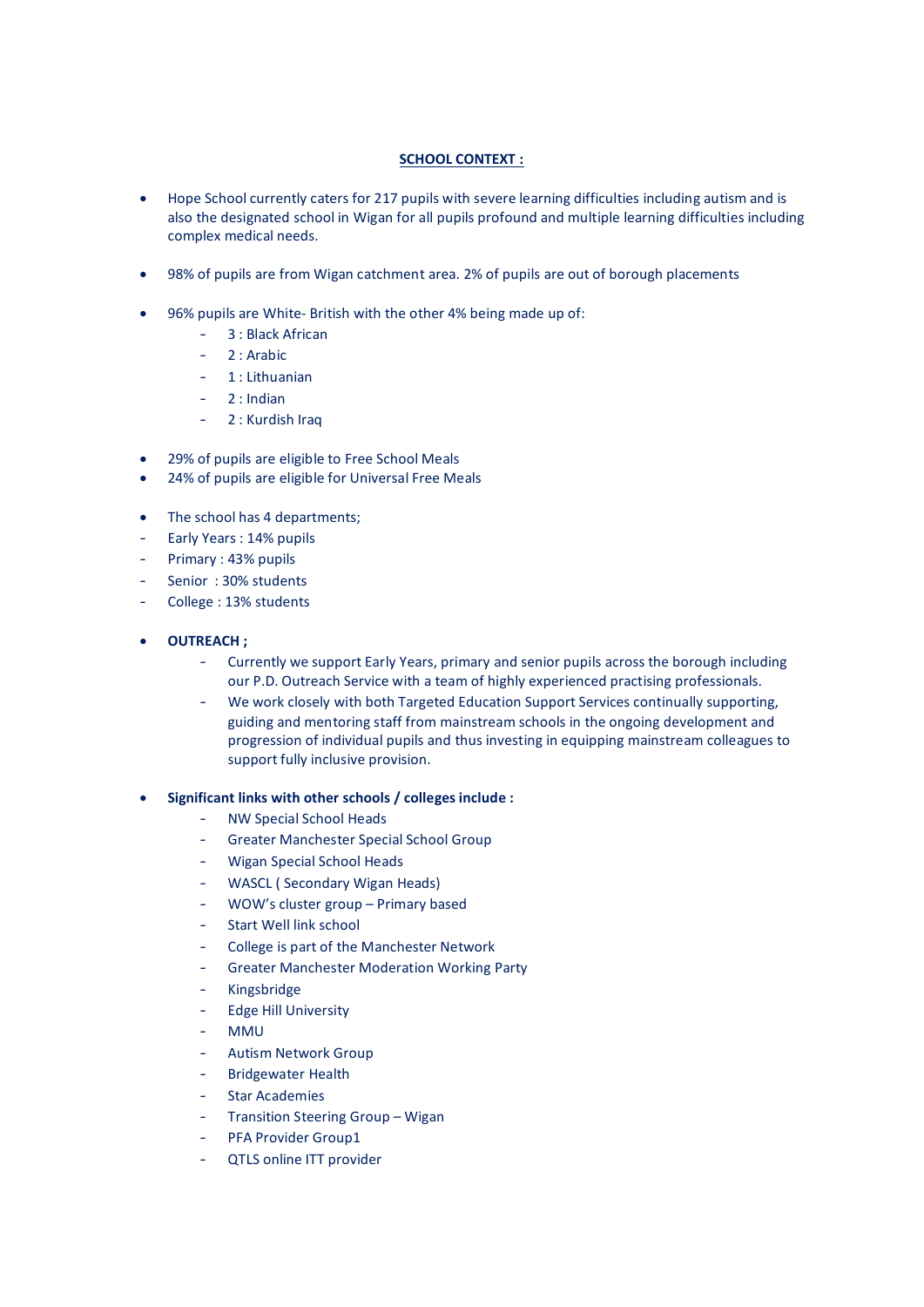## **SCHOOL CONTEXT :**

- Hope School currently caters for 217 pupils with severe learning difficulties including autism and is also the designated school in Wigan for all pupils profound and multiple learning difficulties including complex medical needs.

- 98% of pupils are from Wigan catchment area. 2% of pupils are out of borough placements

- 96% pupils are White- British with the other 4% being made up of:
  - 3 : Black African
  - 2 : Arabic
  - 1 : Lithuanian
  - 2 : Indian
  - 2 : Kurdish Iraq

- 29% of pupils are eligible to Free School Meals
- 24% of pupils are eligible for Universal Free Meals

- The school has 4 departments;
- Early Years : 14% pupils
- Primary : 43% pupils
- Senior : 30% students
- College : 13% students

- **OUTREACH ;**
  - Currently we support Early Years, primary and senior pupils across the borough including our P.D. Outreach Service with a team of highly experienced practising professionals.
  - We work closely with both Targeted Education Support Services continually supporting, guiding and mentoring staff from mainstream schools in the ongoing development and progression of individual pupils and thus investing in equipping mainstream colleagues to support fully inclusive provision.

- **Significant links with other schools / colleges include :**
  - NW Special School Heads
  - Greater Manchester Special School Group
  - Wigan Special School Heads
  - WASCL ( Secondary Wigan Heads)
  - WOW's cluster group – Primary based
  - Start Well link school
  - College is part of the Manchester Network
  - Greater Manchester Moderation Working Party
  - Kingsbridge
  - Edge Hill University
  - MMU
  - Autism Network Group
  - Bridgewater Health
  - Star Academies
  - Transition Steering Group – Wigan
  - PFA Provider Group1
  - QTLS online ITT provider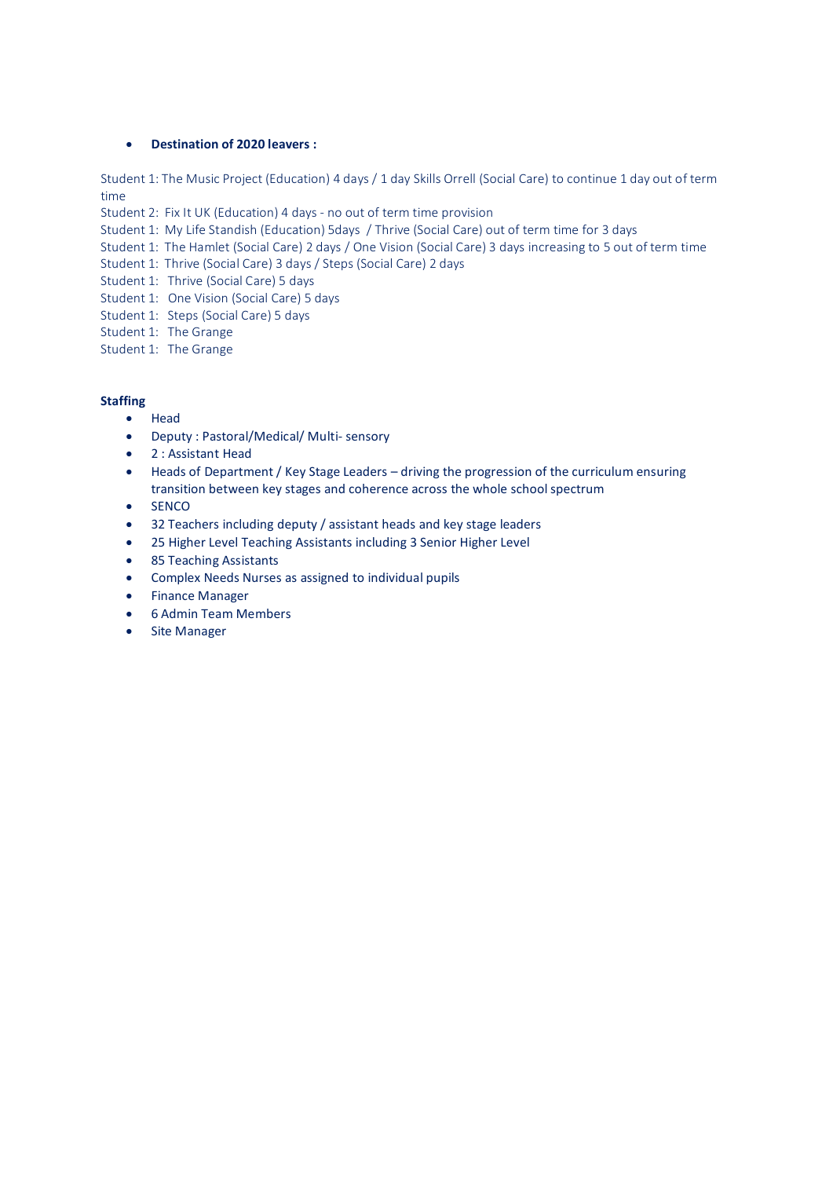- **Destination of 2020 leavers :**

Student 1: The Music Project (Education) 4 days / 1 day Skills Orrell (Social Care) to continue 1 day out of term time
Student 2: Fix It UK (Education) 4 days - no out of term time provision
Student 1: My Life Standish (Education) 5days / Thrive (Social Care) out of term time for 3 days
Student 1: The Hamlet (Social Care) 2 days / One Vision (Social Care) 3 days increasing to 5 out of term time
Student 1: Thrive (Social Care) 3 days / Steps (Social Care) 2 days
Student 1: Thrive (Social Care) 5 days
Student 1: One Vision (Social Care) 5 days
Student 1: Steps (Social Care) 5 days
Student 1: The Grange
Student 1: The Grange

**Staffing**

- Head
- Deputy : Pastoral/Medical/ Multi- sensory
- 2 : Assistant Head
- Heads of Department / Key Stage Leaders – driving the progression of the curriculum ensuring transition between key stages and coherence across the whole school spectrum
- SENCO
- 32 Teachers including deputy / assistant heads and key stage leaders
- 25 Higher Level Teaching Assistants including 3 Senior Higher Level
- 85 Teaching Assistants
- Complex Needs Nurses as assigned to individual pupils
- Finance Manager
- 6 Admin Team Members
- Site Manager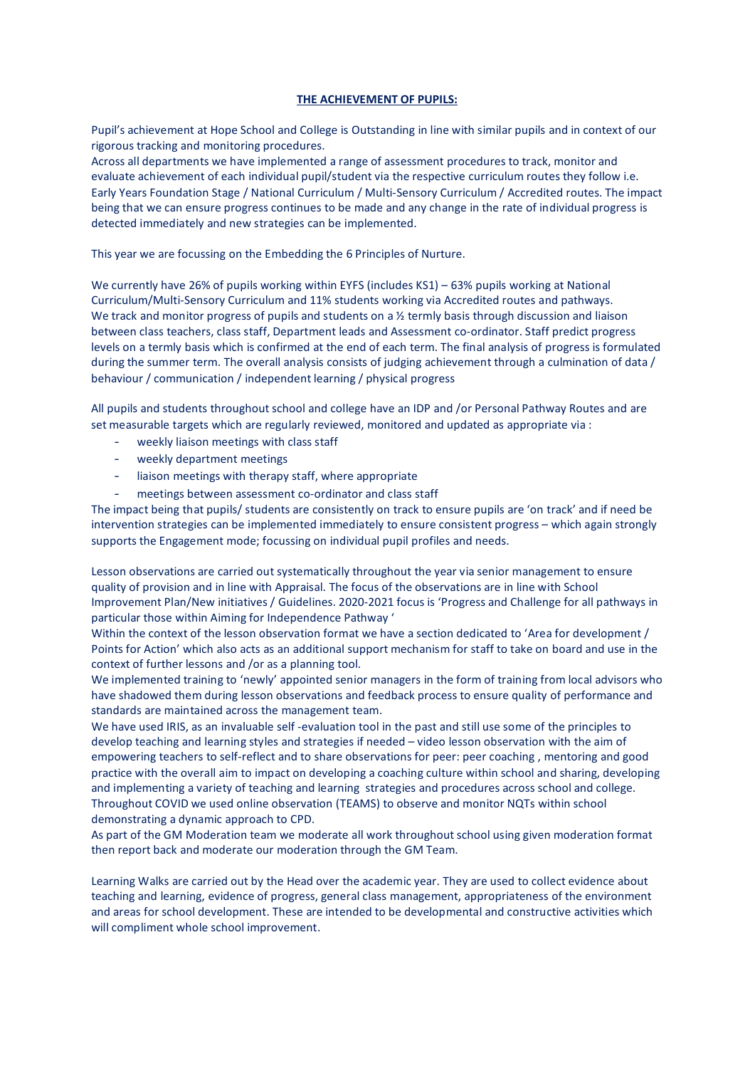## **THE ACHIEVEMENT OF PUPILS:**

Pupil's achievement at Hope School and College is Outstanding in line with similar pupils and in context of our rigorous tracking and monitoring procedures.
Across all departments we have implemented a range of assessment procedures to track, monitor and evaluate achievement of each individual pupil/student via the respective curriculum routes they follow i.e. Early Years Foundation Stage / National Curriculum / Multi-Sensory Curriculum / Accredited routes. The impact being that we can ensure progress continues to be made and any change in the rate of individual progress is detected immediately and new strategies can be implemented.

This year we are focussing on the Embedding the 6 Principles of Nurture.

We currently have 26% of pupils working within EYFS (includes KS1) – 63% pupils working at National Curriculum/Multi-Sensory Curriculum and 11% students working via Accredited routes and pathways.
We track and monitor progress of pupils and students on a ½ termly basis through discussion and liaison between class teachers, class staff, Department leads and Assessment co-ordinator. Staff predict progress levels on a termly basis which is confirmed at the end of each term. The final analysis of progress is formulated during the summer term. The overall analysis consists of judging achievement through a culmination of data / behaviour / communication / independent learning / physical progress

All pupils and students throughout school and college have an IDP and /or Personal Pathway Routes and are set measurable targets which are regularly reviewed, monitored and updated as appropriate via :

- weekly liaison meetings with class staff
- weekly department meetings
- liaison meetings with therapy staff, where appropriate
- meetings between assessment co-ordinator and class staff

The impact being that pupils/ students are consistently on track to ensure pupils are 'on track' and if need be intervention strategies can be implemented immediately to ensure consistent progress – which again strongly supports the Engagement mode; focussing on individual pupil profiles and needs.

Lesson observations are carried out systematically throughout the year via senior management to ensure quality of provision and in line with Appraisal. The focus of the observations are in line with School Improvement Plan/New initiatives / Guidelines. 2020-2021 focus is 'Progress and Challenge for all pathways in particular those within Aiming for Independence Pathway '
Within the context of the lesson observation format we have a section dedicated to 'Area for development / Points for Action' which also acts as an additional support mechanism for staff to take on board and use in the context of further lessons and /or as a planning tool.
We implemented training to 'newly' appointed senior managers in the form of training from local advisors who have shadowed them during lesson observations and feedback process to ensure quality of performance and standards are maintained across the management team.
We have used IRIS, as an invaluable self -evaluation tool in the past and still use some of the principles to develop teaching and learning styles and strategies if needed – video lesson observation with the aim of empowering teachers to self-reflect and to share observations for peer: peer coaching , mentoring and good practice with the overall aim to impact on developing a coaching culture within school and sharing, developing and implementing a variety of teaching and learning strategies and procedures across school and college.
Throughout COVID we used online observation (TEAMS) to observe and monitor NQTs within school demonstrating a dynamic approach to CPD.
As part of the GM Moderation team we moderate all work throughout school using given moderation format then report back and moderate our moderation through the GM Team.

Learning Walks are carried out by the Head over the academic year. They are used to collect evidence about teaching and learning, evidence of progress, general class management, appropriateness of the environment and areas for school development. These are intended to be developmental and constructive activities which will compliment whole school improvement.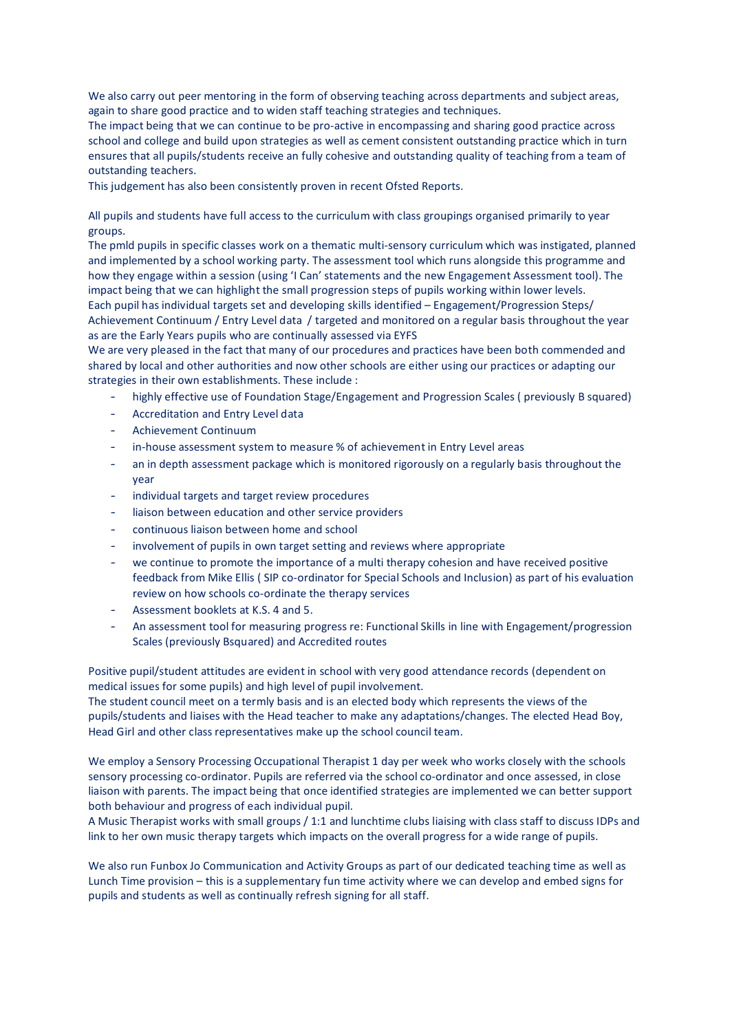We also carry out peer mentoring in the form of observing teaching across departments and subject areas, again to share good practice and to widen staff teaching strategies and techniques.
The impact being that we can continue to be pro-active in encompassing and sharing good practice across school and college and build upon strategies as well as cement consistent outstanding practice which in turn ensures that all pupils/students receive an fully cohesive and outstanding quality of teaching from a team of outstanding teachers.
This judgement has also been consistently proven in recent Ofsted Reports.

All pupils and students have full access to the curriculum with class groupings organised primarily to year groups.
The pmld pupils in specific classes work on a thematic multi-sensory curriculum which was instigated, planned and implemented by a school working party. The assessment tool which runs alongside this programme and how they engage within a session (using 'I Can' statements and the new Engagement Assessment tool). The impact being that we can highlight the small progression steps of pupils working within lower levels.
Each pupil has individual targets set and developing skills identified – Engagement/Progression Steps/ Achievement Continuum / Entry Level data / targeted and monitored on a regular basis throughout the year as are the Early Years pupils who are continually assessed via EYFS
We are very pleased in the fact that many of our procedures and practices have been both commended and shared by local and other authorities and now other schools are either using our practices or adapting our strategies in their own establishments. These include :

- highly effective use of Foundation Stage/Engagement and Progression Scales ( previously B squared)
- Accreditation and Entry Level data
- Achievement Continuum
- in-house assessment system to measure % of achievement in Entry Level areas
- an in depth assessment package which is monitored rigorously on a regularly basis throughout the year
- individual targets and target review procedures
- liaison between education and other service providers
- continuous liaison between home and school
- involvement of pupils in own target setting and reviews where appropriate
- we continue to promote the importance of a multi therapy cohesion and have received positive feedback from Mike Ellis ( SIP co-ordinator for Special Schools and Inclusion) as part of his evaluation review on how schools co-ordinate the therapy services
- Assessment booklets at K.S. 4 and 5.
- An assessment tool for measuring progress re: Functional Skills in line with Engagement/progression Scales (previously Bsquared) and Accredited routes

Positive pupil/student attitudes are evident in school with very good attendance records (dependent on medical issues for some pupils) and high level of pupil involvement.
The student council meet on a termly basis and is an elected body which represents the views of the pupils/students and liaises with the Head teacher to make any adaptations/changes. The elected Head Boy, Head Girl and other class representatives make up the school council team.

We employ a Sensory Processing Occupational Therapist 1 day per week who works closely with the schools sensory processing co-ordinator. Pupils are referred via the school co-ordinator and once assessed, in close liaison with parents. The impact being that once identified strategies are implemented we can better support both behaviour and progress of each individual pupil.
A Music Therapist works with small groups / 1:1 and lunchtime clubs liaising with class staff to discuss IDPs and link to her own music therapy targets which impacts on the overall progress for a wide range of pupils.

We also run Funbox Jo Communication and Activity Groups as part of our dedicated teaching time as well as Lunch Time provision – this is a supplementary fun time activity where we can develop and embed signs for pupils and students as well as continually refresh signing for all staff.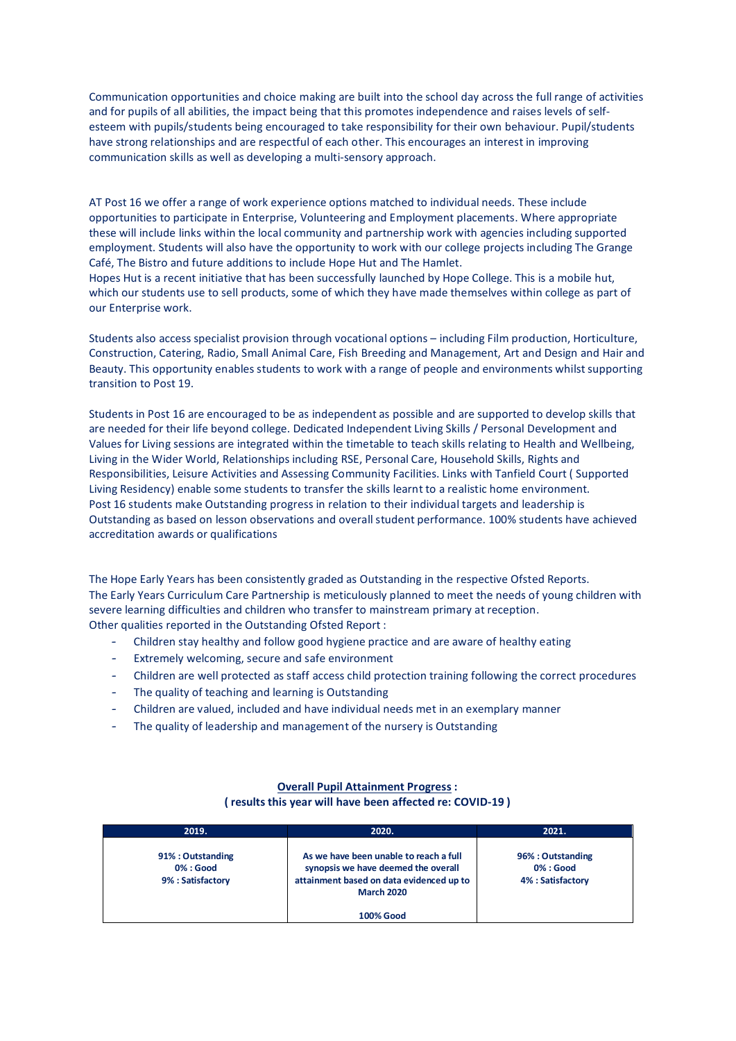Communication opportunities and choice making are built into the school day across the full range of activities and for pupils of all abilities, the impact being that this promotes independence and raises levels of self-esteem with pupils/students being encouraged to take responsibility for their own behaviour. Pupil/students have strong relationships and are respectful of each other. This encourages an interest in improving communication skills as well as developing a multi-sensory approach.

AT Post 16 we offer a range of work experience options matched to individual needs. These include opportunities to participate in Enterprise, Volunteering and Employment placements. Where appropriate these will include links within the local community and partnership work with agencies including supported employment. Students will also have the opportunity to work with our college projects including The Grange Café, The Bistro and future additions to include Hope Hut and The Hamlet.
Hopes Hut is a recent initiative that has been successfully launched by Hope College. This is a mobile hut, which our students use to sell products, some of which they have made themselves within college as part of our Enterprise work.

Students also access specialist provision through vocational options – including Film production, Horticulture, Construction, Catering, Radio, Small Animal Care, Fish Breeding and Management, Art and Design and Hair and Beauty. This opportunity enables students to work with a range of people and environments whilst supporting transition to Post 19.

Students in Post 16 are encouraged to be as independent as possible and are supported to develop skills that are needed for their life beyond college. Dedicated Independent Living Skills / Personal Development and Values for Living sessions are integrated within the timetable to teach skills relating to Health and Wellbeing, Living in the Wider World, Relationships including RSE, Personal Care, Household Skills, Rights and Responsibilities, Leisure Activities and Assessing Community Facilities. Links with Tanfield Court ( Supported Living Residency) enable some students to transfer the skills learnt to a realistic home environment.
Post 16 students make Outstanding progress in relation to their individual targets and leadership is Outstanding as based on lesson observations and overall student performance. 100% students have achieved accreditation awards or qualifications

The Hope Early Years has been consistently graded as Outstanding in the respective Ofsted Reports.
The Early Years Curriculum Care Partnership is meticulously planned to meet the needs of young children with severe learning difficulties and children who transfer to mainstream primary at reception.
Other qualities reported in the Outstanding Ofsted Report :

- Children stay healthy and follow good hygiene practice and are aware of healthy eating
- Extremely welcoming, secure and safe environment
- Children are well protected as staff access child protection training following the correct procedures
- The quality of teaching and learning is Outstanding
- Children are valued, included and have individual needs met in an exemplary manner
- The quality of leadership and management of the nursery is Outstanding

**Overall Pupil Attainment Progress :**
**( results this year will have been affected re: COVID-19 )**

| 2019. | 2020. | 2021. |
|---|---|---|
| **91% : Outstanding**<br>**0% : Good**<br>**9% : Satisfactory** | **As we have been unable to reach a full synopsis we have deemed the overall attainment based on data evidenced up to March 2020**<br><br>**100% Good** | **96% : Outstanding**<br>**0% : Good**<br>**4% : Satisfactory** |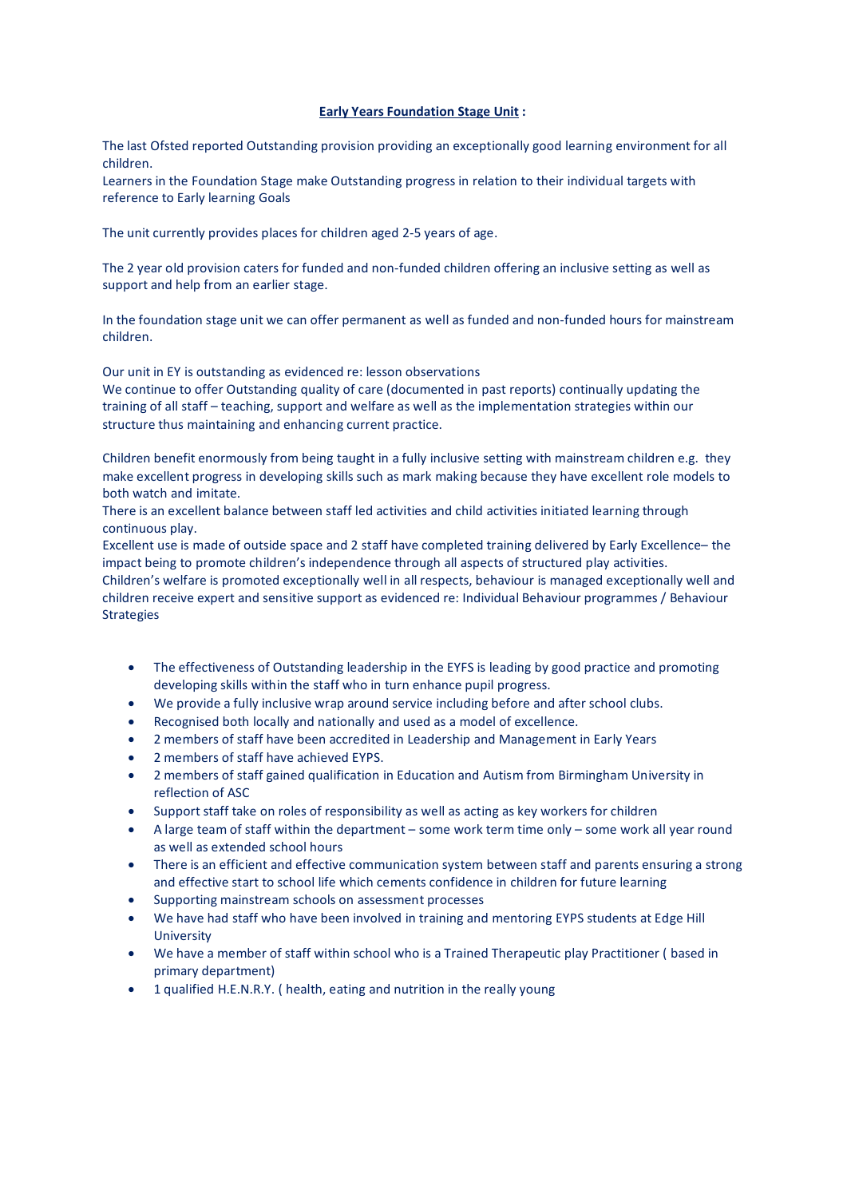## **Early Years Foundation Stage Unit :**

The last Ofsted reported Outstanding provision providing an exceptionally good learning environment for all children.
Learners in the Foundation Stage make Outstanding progress in relation to their individual targets with reference to Early learning Goals

The unit currently provides places for children aged 2-5 years of age.

The 2 year old provision caters for funded and non-funded children offering an inclusive setting as well as support and help from an earlier stage.

In the foundation stage unit we can offer permanent as well as funded and non-funded hours for mainstream children.

Our unit in EY is outstanding as evidenced re: lesson observations
We continue to offer Outstanding quality of care (documented in past reports) continually updating the training of all staff – teaching, support and welfare as well as the implementation strategies within our structure thus maintaining and enhancing current practice.

Children benefit enormously from being taught in a fully inclusive setting with mainstream children e.g. they make excellent progress in developing skills such as mark making because they have excellent role models to both watch and imitate.
There is an excellent balance between staff led activities and child activities initiated learning through continuous play.
Excellent use is made of outside space and 2 staff have completed training delivered by Early Excellence– the impact being to promote children's independence through all aspects of structured play activities.
Children's welfare is promoted exceptionally well in all respects, behaviour is managed exceptionally well and children receive expert and sensitive support as evidenced re: Individual Behaviour programmes / Behaviour Strategies

- The effectiveness of Outstanding leadership in the EYFS is leading by good practice and promoting developing skills within the staff who in turn enhance pupil progress.
- We provide a fully inclusive wrap around service including before and after school clubs.
- Recognised both locally and nationally and used as a model of excellence.
- 2 members of staff have been accredited in Leadership and Management in Early Years
- 2 members of staff have achieved EYPS.
- 2 members of staff gained qualification in Education and Autism from Birmingham University in reflection of ASC
- Support staff take on roles of responsibility as well as acting as key workers for children
- A large team of staff within the department – some work term time only – some work all year round as well as extended school hours
- There is an efficient and effective communication system between staff and parents ensuring a strong and effective start to school life which cements confidence in children for future learning
- Supporting mainstream schools on assessment processes
- We have had staff who have been involved in training and mentoring EYPS students at Edge Hill University
- We have a member of staff within school who is a Trained Therapeutic play Practitioner ( based in primary department)
- 1 qualified H.E.N.R.Y. ( health, eating and nutrition in the really young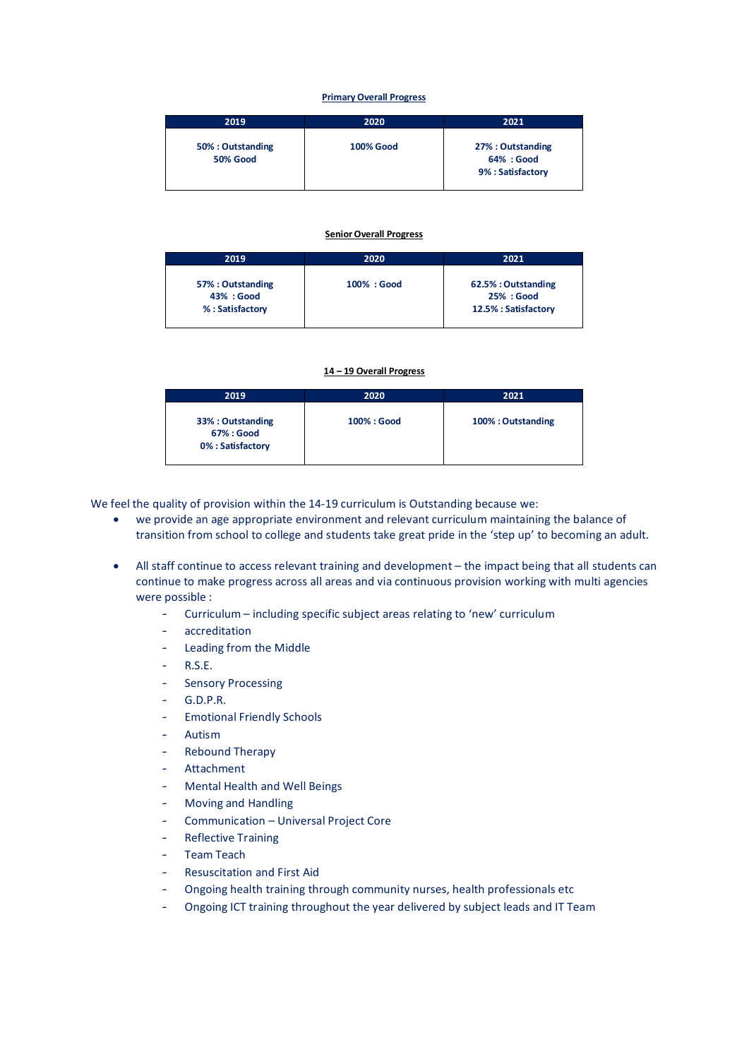**Primary Overall Progress**

| 2019 | 2020 | 2021 |
|---|---|---|
| 50% : Outstanding<br>50% Good | 100% Good | 27% : Outstanding<br>64% : Good<br>9% : Satisfactory |

**Senior Overall Progress**

| 2019 | 2020 | 2021 |
|---|---|---|
| 57% : Outstanding<br>43% : Good<br>% : Satisfactory | 100% : Good | 62.5% : Outstanding<br>25% : Good<br>12.5% : Satisfactory |

**14 – 19 Overall Progress**

| 2019 | 2020 | 2021 |
|---|---|---|
| 33% : Outstanding<br>67% : Good<br>0% : Satisfactory | 100% : Good | 100% : Outstanding |

We feel the quality of provision within the 14-19 curriculum is Outstanding because we:

- we provide an age appropriate environment and relevant curriculum maintaining the balance of transition from school to college and students take great pride in the 'step up' to becoming an adult.

- All staff continue to access relevant training and development – the impact being that all students can continue to make progress across all areas and via continuous provision working with multi agencies were possible :
  - Curriculum – including specific subject areas relating to 'new' curriculum
  - accreditation
  - Leading from the Middle
  - R.S.E.
  - Sensory Processing
  - G.D.P.R.
  - Emotional Friendly Schools
  - Autism
  - Rebound Therapy
  - Attachment
  - Mental Health and Well Beings
  - Moving and Handling
  - Communication – Universal Project Core
  - Reflective Training
  - Team Teach
  - Resuscitation and First Aid
  - Ongoing health training through community nurses, health professionals etc
  - Ongoing ICT training throughout the year delivered by subject leads and IT Team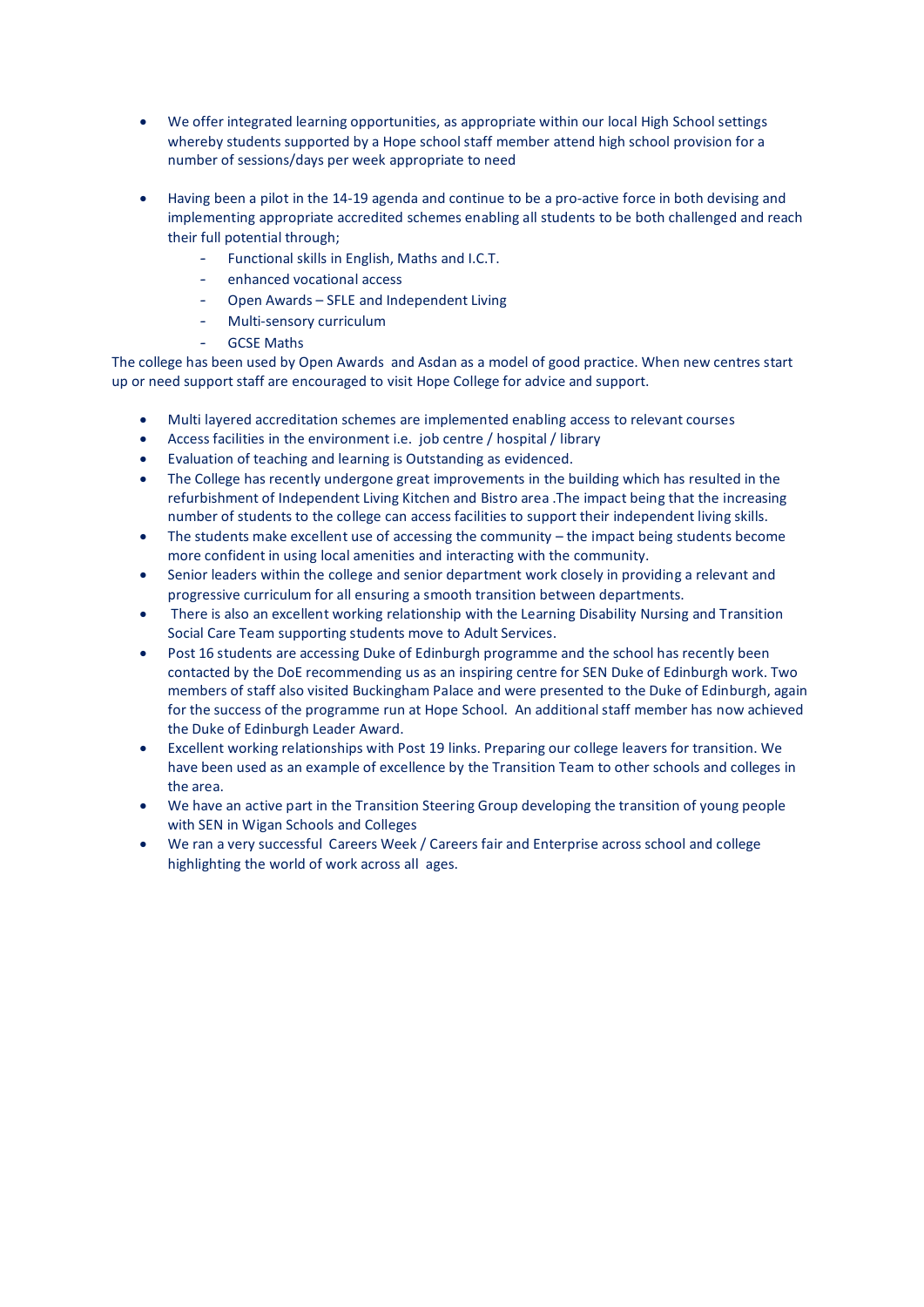- We offer integrated learning opportunities, as appropriate within our local High School settings whereby students supported by a Hope school staff member attend high school provision for a number of sessions/days per week appropriate to need

- Having been a pilot in the 14-19 agenda and continue to be a pro-active force in both devising and implementing appropriate accredited schemes enabling all students to be both challenged and reach their full potential through;
  - Functional skills in English, Maths and I.C.T.
  - enhanced vocational access
  - Open Awards – SFLE and Independent Living
  - Multi-sensory curriculum
  - GCSE Maths

The college has been used by Open Awards and Asdan as a model of good practice. When new centres start up or need support staff are encouraged to visit Hope College for advice and support.

- Multi layered accreditation schemes are implemented enabling access to relevant courses
- Access facilities in the environment i.e. job centre / hospital / library
- Evaluation of teaching and learning is Outstanding as evidenced.
- The College has recently undergone great improvements in the building which has resulted in the refurbishment of Independent Living Kitchen and Bistro area .The impact being that the increasing number of students to the college can access facilities to support their independent living skills.
- The students make excellent use of accessing the community – the impact being students become more confident in using local amenities and interacting with the community.
- Senior leaders within the college and senior department work closely in providing a relevant and progressive curriculum for all ensuring a smooth transition between departments.
- There is also an excellent working relationship with the Learning Disability Nursing and Transition Social Care Team supporting students move to Adult Services.
- Post 16 students are accessing Duke of Edinburgh programme and the school has recently been contacted by the DoE recommending us as an inspiring centre for SEN Duke of Edinburgh work. Two members of staff also visited Buckingham Palace and were presented to the Duke of Edinburgh, again for the success of the programme run at Hope School. An additional staff member has now achieved the Duke of Edinburgh Leader Award.
- Excellent working relationships with Post 19 links. Preparing our college leavers for transition. We have been used as an example of excellence by the Transition Team to other schools and colleges in the area.
- We have an active part in the Transition Steering Group developing the transition of young people with SEN in Wigan Schools and Colleges
- We ran a very successful Careers Week / Careers fair and Enterprise across school and college highlighting the world of work across all ages.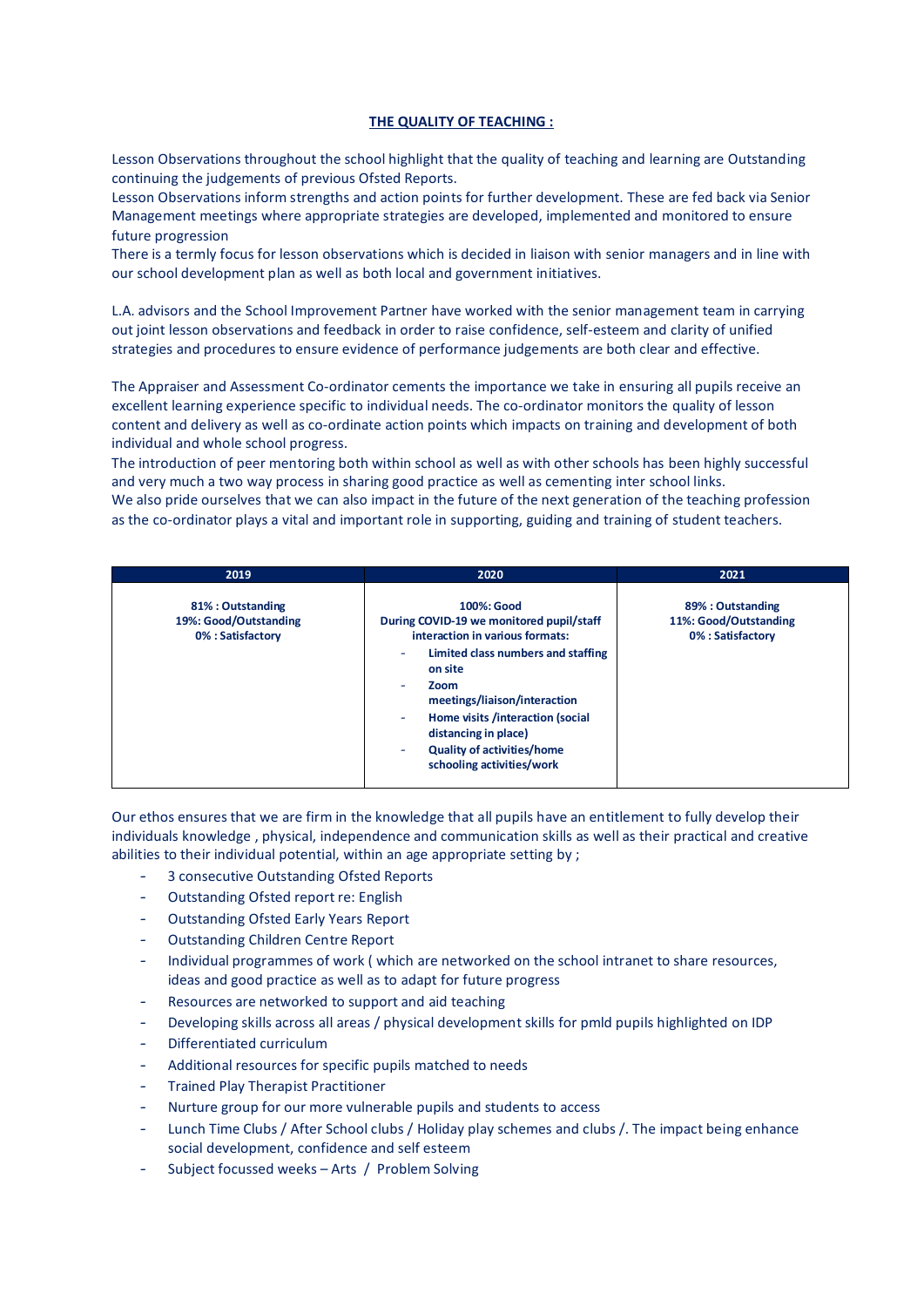## THE QUALITY OF TEACHING :

Lesson Observations throughout the school highlight that the quality of teaching and learning are Outstanding continuing the judgements of previous Ofsted Reports.
Lesson Observations inform strengths and action points for further development. These are fed back via Senior Management meetings where appropriate strategies are developed, implemented and monitored to ensure future progression
There is a termly focus for lesson observations which is decided in liaison with senior managers and in line with our school development plan as well as both local and government initiatives.

L.A. advisors and the School Improvement Partner have worked with the senior management team in carrying out joint lesson observations and feedback in order to raise confidence, self-esteem and clarity of unified strategies and procedures to ensure evidence of performance judgements are both clear and effective.

The Appraiser and Assessment Co-ordinator cements the importance we take in ensuring all pupils receive an excellent learning experience specific to individual needs. The co-ordinator monitors the quality of lesson content and delivery as well as co-ordinate action points which impacts on training and development of both individual and whole school progress.
The introduction of peer mentoring both within school as well as with other schools has been highly successful and very much a two way process in sharing good practice as well as cementing inter school links.
We also pride ourselves that we can also impact in the future of the next generation of the teaching profession as the co-ordinator plays a vital and important role in supporting, guiding and training of student teachers.

| 2019 | 2020 | 2021 |
|---|---|---|
| **81% : Outstanding**<br>**19%: Good/Outstanding**<br>**0% : Satisfactory** | **100%: Good**<br>**During COVID-19 we monitored pupil/staff interaction in various formats:**<br>- **Limited class numbers and staffing on site**<br>- **Zoom meetings/liaison/interaction**<br>- **Home visits /interaction (social distancing in place)**<br>- **Quality of activities/home schooling activities/work** | **89% : Outstanding**<br>**11%: Good/Outstanding**<br>**0% : Satisfactory** |

Our ethos ensures that we are firm in the knowledge that all pupils have an entitlement to fully develop their individuals knowledge , physical, independence and communication skills as well as their practical and creative abilities to their individual potential, within an age appropriate setting by ;

- 3 consecutive Outstanding Ofsted Reports
- Outstanding Ofsted report re: English
- Outstanding Ofsted Early Years Report
- Outstanding Children Centre Report
- Individual programmes of work ( which are networked on the school intranet to share resources, ideas and good practice as well as to adapt for future progress
- Resources are networked to support and aid teaching
- Developing skills across all areas / physical development skills for pmld pupils highlighted on IDP
- Differentiated curriculum
- Additional resources for specific pupils matched to needs
- Trained Play Therapist Practitioner
- Nurture group for our more vulnerable pupils and students to access
- Lunch Time Clubs / After School clubs / Holiday play schemes and clubs /. The impact being enhance social development, confidence and self esteem
- Subject focussed weeks – Arts / Problem Solving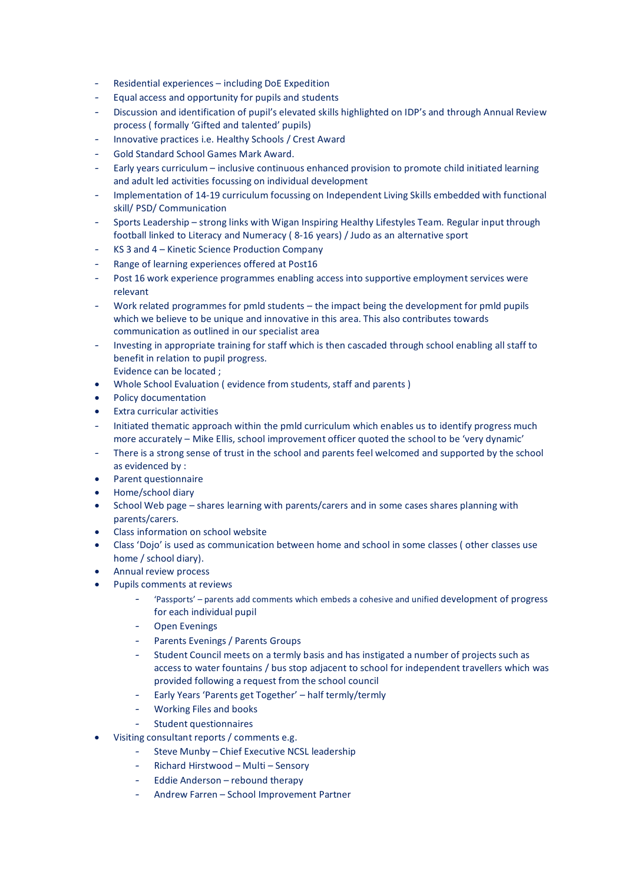- Residential experiences – including DoE Expedition
- Equal access and opportunity for pupils and students
- Discussion and identification of pupil's elevated skills highlighted on IDP's and through Annual Review process ( formally 'Gifted and talented' pupils)
- Innovative practices i.e. Healthy Schools / Crest Award
- Gold Standard School Games Mark Award.
- Early years curriculum – inclusive continuous enhanced provision to promote child initiated learning and adult led activities focussing on individual development
- Implementation of 14-19 curriculum focussing on Independent Living Skills embedded with functional skill/ PSD/ Communication
- Sports Leadership – strong links with Wigan Inspiring Healthy Lifestyles Team. Regular input through football linked to Literacy and Numeracy ( 8-16 years) / Judo as an alternative sport
- KS 3 and 4 – Kinetic Science Production Company
- Range of learning experiences offered at Post16
- Post 16 work experience programmes enabling access into supportive employment services were relevant
- Work related programmes for pmld students – the impact being the development for pmld pupils which we believe to be unique and innovative in this area. This also contributes towards communication as outlined in our specialist area
- Investing in appropriate training for staff which is then cascaded through school enabling all staff to benefit in relation to pupil progress.
  Evidence can be located ;
  - Whole School Evaluation ( evidence from students, staff and parents )
  - Policy documentation
  - Extra curricular activities
- Initiated thematic approach within the pmld curriculum which enables us to identify progress much more accurately – Mike Ellis, school improvement officer quoted the school to be 'very dynamic'
- There is a strong sense of trust in the school and parents feel welcomed and supported by the school as evidenced by :
  - Parent questionnaire
  - Home/school diary
  - School Web page – shares learning with parents/carers and in some cases shares planning with parents/carers.
  - Class information on school website
  - Class 'Dojo' is used as communication between home and school in some classes ( other classes use home / school diary).
  - Annual review process
  - Pupils comments at reviews
    - 'Passports' – parents add comments which embeds a cohesive and unified development of progress for each individual pupil
    - Open Evenings
    - Parents Evenings / Parents Groups
    - Student Council meets on a termly basis and has instigated a number of projects such as access to water fountains / bus stop adjacent to school for independent travellers which was provided following a request from the school council
    - Early Years 'Parents get Together' – half termly/termly
    - Working Files and books
    - Student questionnaires
  - Visiting consultant reports / comments e.g.
    - Steve Munby – Chief Executive NCSL leadership
    - Richard Hirstwood – Multi – Sensory
    - Eddie Anderson – rebound therapy
    - Andrew Farren – School Improvement Partner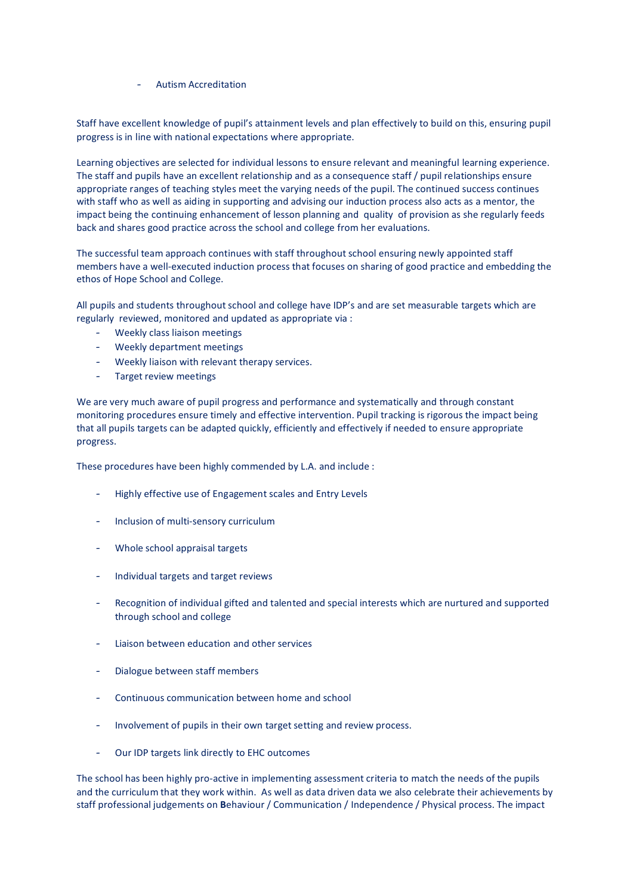- Autism Accreditation

Staff have excellent knowledge of pupil's attainment levels and plan effectively to build on this, ensuring pupil progress is in line with national expectations where appropriate.

Learning objectives are selected for individual lessons to ensure relevant and meaningful learning experience. The staff and pupils have an excellent relationship and as a consequence staff / pupil relationships ensure appropriate ranges of teaching styles meet the varying needs of the pupil. The continued success continues with staff who as well as aiding in supporting and advising our induction process also acts as a mentor, the impact being the continuing enhancement of lesson planning and quality of provision as she regularly feeds back and shares good practice across the school and college from her evaluations.

The successful team approach continues with staff throughout school ensuring newly appointed staff members have a well-executed induction process that focuses on sharing of good practice and embedding the ethos of Hope School and College.

All pupils and students throughout school and college have IDP's and are set measurable targets which are regularly reviewed, monitored and updated as appropriate via :

- Weekly class liaison meetings
- Weekly department meetings
- Weekly liaison with relevant therapy services.
- Target review meetings

We are very much aware of pupil progress and performance and systematically and through constant monitoring procedures ensure timely and effective intervention. Pupil tracking is rigorous the impact being that all pupils targets can be adapted quickly, efficiently and effectively if needed to ensure appropriate progress.

These procedures have been highly commended by L.A. and include :

- Highly effective use of Engagement scales and Entry Levels
- Inclusion of multi-sensory curriculum
- Whole school appraisal targets
- Individual targets and target reviews
- Recognition of individual gifted and talented and special interests which are nurtured and supported through school and college
- Liaison between education and other services
- Dialogue between staff members
- Continuous communication between home and school
- Involvement of pupils in their own target setting and review process.
- Our IDP targets link directly to EHC outcomes

The school has been highly pro-active in implementing assessment criteria to match the needs of the pupils and the curriculum that they work within. As well as data driven data we also celebrate their achievements by staff professional judgements on **B**ehaviour / Communication / Independence / Physical process. The impact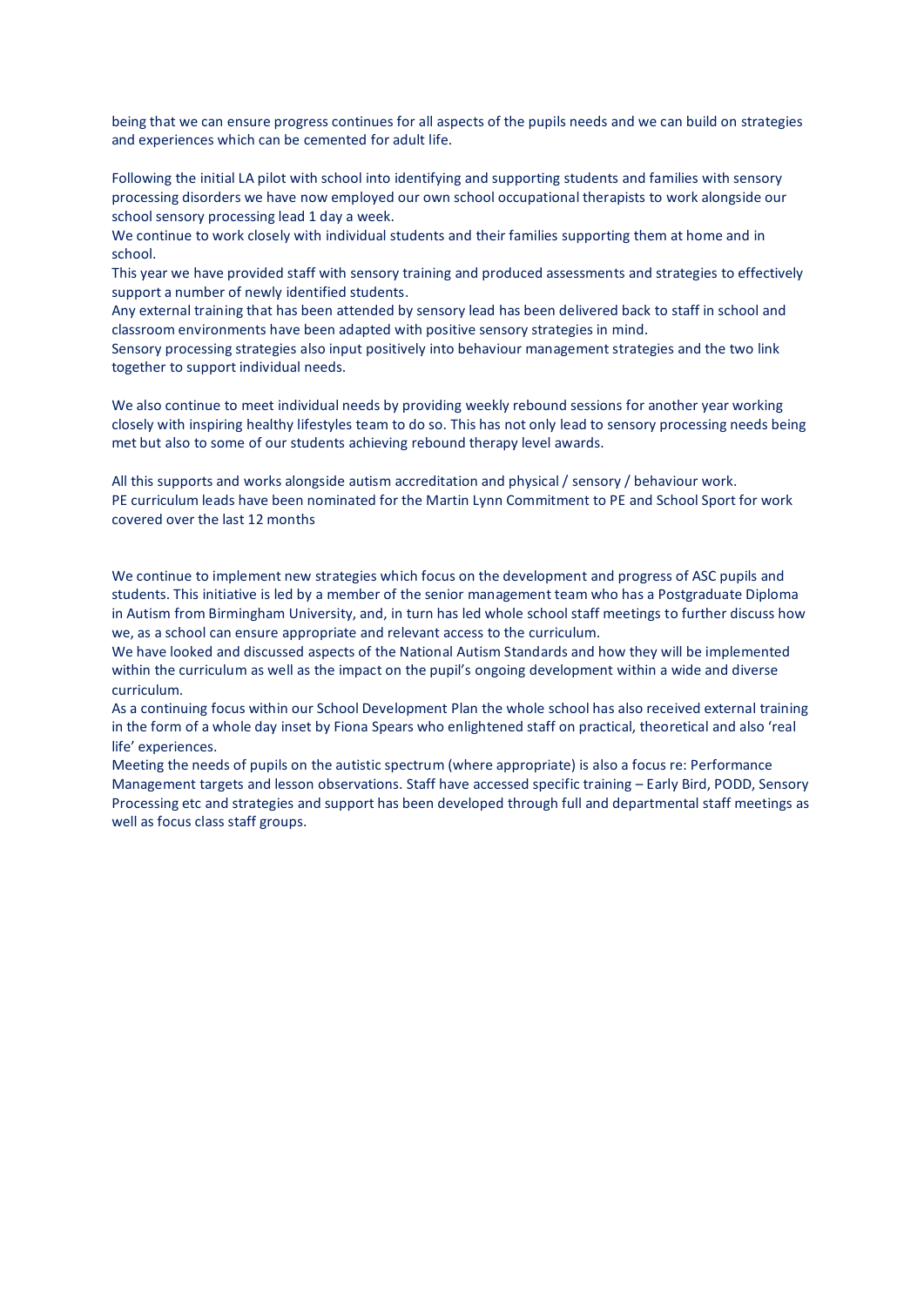being that we can ensure progress continues for all aspects of the pupils needs and we can build on strategies and experiences which can be cemented for adult life.

Following the initial LA pilot with school into identifying and supporting students and families with sensory processing disorders we have now employed our own school occupational therapists to work alongside our school sensory processing lead 1 day a week.
We continue to work closely with individual students and their families supporting them at home and in school.
This year we have provided staff with sensory training and produced assessments and strategies to effectively support a number of newly identified students.
Any external training that has been attended by sensory lead has been delivered back to staff in school and classroom environments have been adapted with positive sensory strategies in mind.
Sensory processing strategies also input positively into behaviour management strategies and the two link together to support individual needs.

We also continue to meet individual needs by providing weekly rebound sessions for another year working closely with inspiring healthy lifestyles team to do so. This has not only lead to sensory processing needs being met but also to some of our students achieving rebound therapy level awards.

All this supports and works alongside autism accreditation and physical / sensory / behaviour work.
PE curriculum leads have been nominated for the Martin Lynn Commitment to PE and School Sport for work covered over the last 12 months

We continue to implement new strategies which focus on the development and progress of ASC pupils and students. This initiative is led by a member of the senior management team who has a Postgraduate Diploma in Autism from Birmingham University, and, in turn has led whole school staff meetings to further discuss how we, as a school can ensure appropriate and relevant access to the curriculum.
We have looked and discussed aspects of the National Autism Standards and how they will be implemented within the curriculum as well as the impact on the pupil's ongoing development within a wide and diverse curriculum.
As a continuing focus within our School Development Plan the whole school has also received external training in the form of a whole day inset by Fiona Spears who enlightened staff on practical, theoretical and also 'real life' experiences.
Meeting the needs of pupils on the autistic spectrum (where appropriate) is also a focus re: Performance Management targets and lesson observations. Staff have accessed specific training – Early Bird, PODD, Sensory Processing etc and strategies and support has been developed through full and departmental staff meetings as well as focus class staff groups.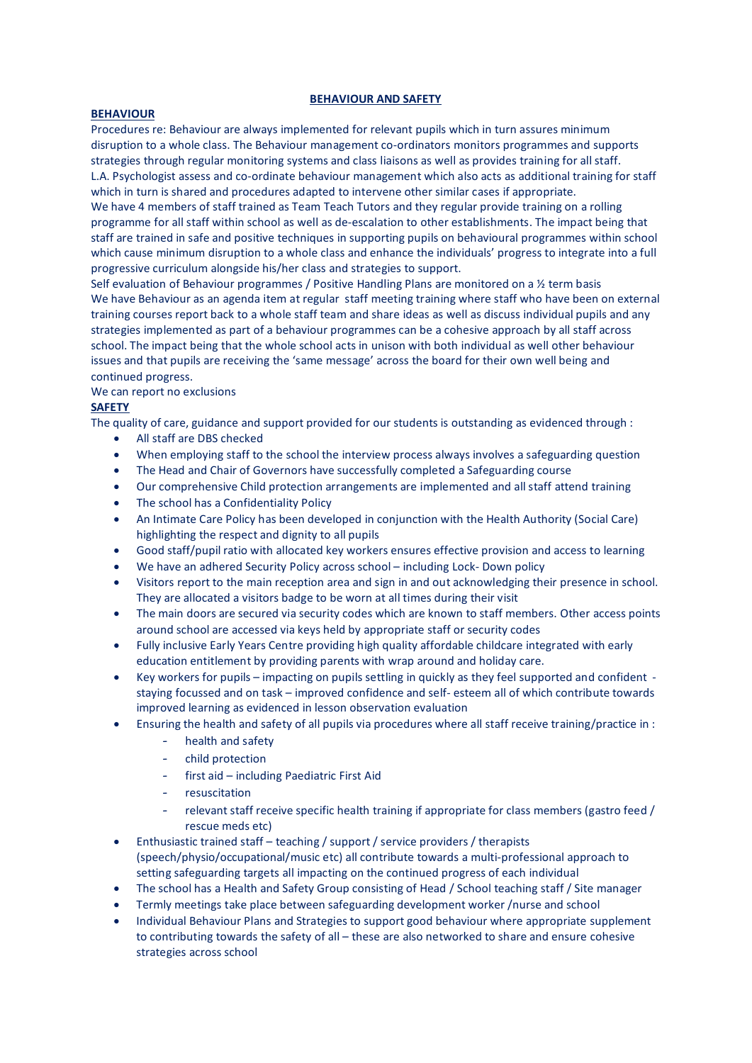## BEHAVIOUR AND SAFETY

### BEHAVIOUR

Procedures re: Behaviour are always implemented for relevant pupils which in turn assures minimum disruption to a whole class. The Behaviour management co-ordinators monitors programmes and supports strategies through regular monitoring systems and class liaisons as well as provides training for all staff.

L.A. Psychologist assess and co-ordinate behaviour management which also acts as additional training for staff which in turn is shared and procedures adapted to intervene other similar cases if appropriate.

We have 4 members of staff trained as Team Teach Tutors and they regular provide training on a rolling programme for all staff within school as well as de-escalation to other establishments. The impact being that staff are trained in safe and positive techniques in supporting pupils on behavioural programmes within school which cause minimum disruption to a whole class and enhance the individuals' progress to integrate into a full progressive curriculum alongside his/her class and strategies to support.

Self evaluation of Behaviour programmes / Positive Handling Plans are monitored on a ½ term basis

We have Behaviour as an agenda item at regular staff meeting training where staff who have been on external training courses report back to a whole staff team and share ideas as well as discuss individual pupils and any strategies implemented as part of a behaviour programmes can be a cohesive approach by all staff across school. The impact being that the whole school acts in unison with both individual as well other behaviour issues and that pupils are receiving the 'same message' across the board for their own well being and continued progress.

We can report no exclusions

### SAFETY

The quality of care, guidance and support provided for our students is outstanding as evidenced through :

- All staff are DBS checked
- When employing staff to the school the interview process always involves a safeguarding question
- The Head and Chair of Governors have successfully completed a Safeguarding course
- Our comprehensive Child protection arrangements are implemented and all staff attend training
- The school has a Confidentiality Policy
- An Intimate Care Policy has been developed in conjunction with the Health Authority (Social Care) highlighting the respect and dignity to all pupils
- Good staff/pupil ratio with allocated key workers ensures effective provision and access to learning
- We have an adhered Security Policy across school – including Lock- Down policy
- Visitors report to the main reception area and sign in and out acknowledging their presence in school. They are allocated a visitors badge to be worn at all times during their visit
- The main doors are secured via security codes which are known to staff members. Other access points around school are accessed via keys held by appropriate staff or security codes
- Fully inclusive Early Years Centre providing high quality affordable childcare integrated with early education entitlement by providing parents with wrap around and holiday care.
- Key workers for pupils – impacting on pupils settling in quickly as they feel supported and confident - staying focussed and on task – improved confidence and self- esteem all of which contribute towards improved learning as evidenced in lesson observation evaluation
- Ensuring the health and safety of all pupils via procedures where all staff receive training/practice in :
  - health and safety
  - child protection
  - first aid – including Paediatric First Aid
  - resuscitation
  - relevant staff receive specific health training if appropriate for class members (gastro feed / rescue meds etc)
- Enthusiastic trained staff – teaching / support / service providers / therapists (speech/physio/occupational/music etc) all contribute towards a multi-professional approach to setting safeguarding targets all impacting on the continued progress of each individual
- The school has a Health and Safety Group consisting of Head / School teaching staff / Site manager
- Termly meetings take place between safeguarding development worker /nurse and school
- Individual Behaviour Plans and Strategies to support good behaviour where appropriate supplement to contributing towards the safety of all – these are also networked to share and ensure cohesive strategies across school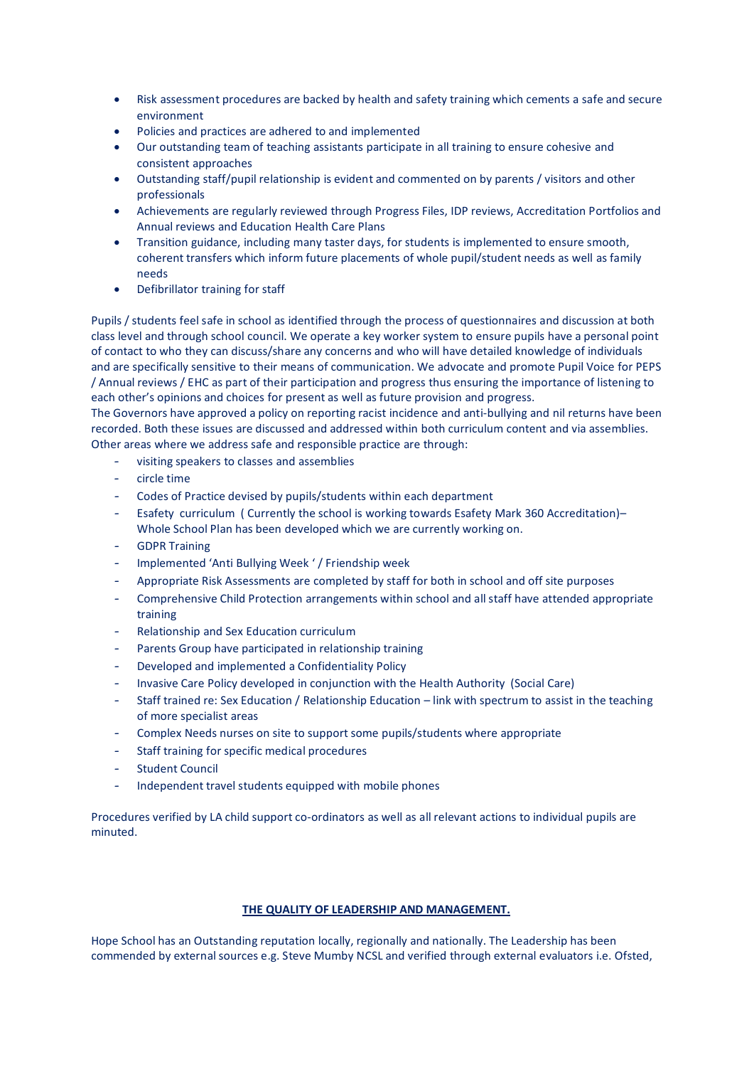- Risk assessment procedures are backed by health and safety training which cements a safe and secure environment
- Policies and practices are adhered to and implemented
- Our outstanding team of teaching assistants participate in all training to ensure cohesive and consistent approaches
- Outstanding staff/pupil relationship is evident and commented on by parents / visitors and other professionals
- Achievements are regularly reviewed through Progress Files, IDP reviews, Accreditation Portfolios and Annual reviews and Education Health Care Plans
- Transition guidance, including many taster days, for students is implemented to ensure smooth, coherent transfers which inform future placements of whole pupil/student needs as well as family needs
- Defibrillator training for staff

Pupils / students feel safe in school as identified through the process of questionnaires and discussion at both class level and through school council. We operate a key worker system to ensure pupils have a personal point of contact to who they can discuss/share any concerns and who will have detailed knowledge of individuals and are specifically sensitive to their means of communication. We advocate and promote Pupil Voice for PEPS / Annual reviews / EHC as part of their participation and progress thus ensuring the importance of listening to each other's opinions and choices for present as well as future provision and progress.
The Governors have approved a policy on reporting racist incidence and anti-bullying and nil returns have been recorded. Both these issues are discussed and addressed within both curriculum content and via assemblies. Other areas where we address safe and responsible practice are through:

- visiting speakers to classes and assemblies
- circle time
- Codes of Practice devised by pupils/students within each department
- Esafety curriculum ( Currently the school is working towards Esafety Mark 360 Accreditation)– Whole School Plan has been developed which we are currently working on.
- GDPR Training
- Implemented 'Anti Bullying Week ' / Friendship week
- Appropriate Risk Assessments are completed by staff for both in school and off site purposes
- Comprehensive Child Protection arrangements within school and all staff have attended appropriate training
- Relationship and Sex Education curriculum
- Parents Group have participated in relationship training
- Developed and implemented a Confidentiality Policy
- Invasive Care Policy developed in conjunction with the Health Authority (Social Care)
- Staff trained re: Sex Education / Relationship Education – link with spectrum to assist in the teaching of more specialist areas
- Complex Needs nurses on site to support some pupils/students where appropriate
- Staff training for specific medical procedures
- Student Council
- Independent travel students equipped with mobile phones

Procedures verified by LA child support co-ordinators as well as all relevant actions to individual pupils are minuted.

## THE QUALITY OF LEADERSHIP AND MANAGEMENT.

Hope School has an Outstanding reputation locally, regionally and nationally. The Leadership has been commended by external sources e.g. Steve Mumby NCSL and verified through external evaluators i.e. Ofsted,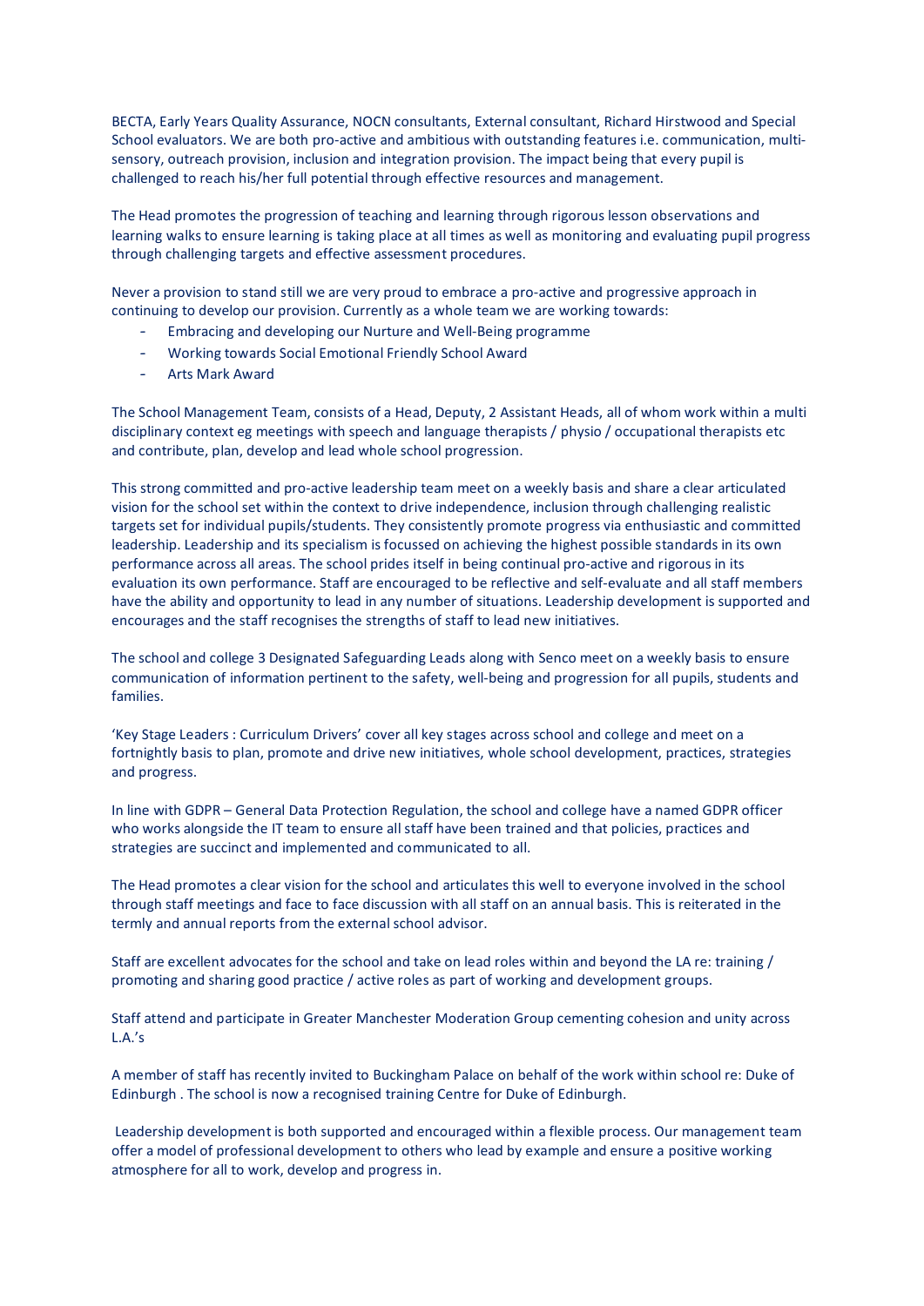BECTA, Early Years Quality Assurance, NOCN consultants, External consultant, Richard Hirstwood and Special School evaluators. We are both pro-active and ambitious with outstanding features i.e. communication, multi-sensory, outreach provision, inclusion and integration provision. The impact being that every pupil is challenged to reach his/her full potential through effective resources and management.

The Head promotes the progression of teaching and learning through rigorous lesson observations and learning walks to ensure learning is taking place at all times as well as monitoring and evaluating pupil progress through challenging targets and effective assessment procedures.

Never a provision to stand still we are very proud to embrace a pro-active and progressive approach in continuing to develop our provision. Currently as a whole team we are working towards:

- Embracing and developing our Nurture and Well-Being programme
- Working towards Social Emotional Friendly School Award
- Arts Mark Award

The School Management Team, consists of a Head, Deputy, 2 Assistant Heads, all of whom work within a multi disciplinary context eg meetings with speech and language therapists / physio / occupational therapists etc and contribute, plan, develop and lead whole school progression.

This strong committed and pro-active leadership team meet on a weekly basis and share a clear articulated vision for the school set within the context to drive independence, inclusion through challenging realistic targets set for individual pupils/students. They consistently promote progress via enthusiastic and committed leadership. Leadership and its specialism is focussed on achieving the highest possible standards in its own performance across all areas. The school prides itself in being continual pro-active and rigorous in its evaluation its own performance. Staff are encouraged to be reflective and self-evaluate and all staff members have the ability and opportunity to lead in any number of situations. Leadership development is supported and encourages and the staff recognises the strengths of staff to lead new initiatives.

The school and college 3 Designated Safeguarding Leads along with Senco meet on a weekly basis to ensure communication of information pertinent to the safety, well-being and progression for all pupils, students and families.

'Key Stage Leaders : Curriculum Drivers' cover all key stages across school and college and meet on a fortnightly basis to plan, promote and drive new initiatives, whole school development, practices, strategies and progress.

In line with GDPR – General Data Protection Regulation, the school and college have a named GDPR officer who works alongside the IT team to ensure all staff have been trained and that policies, practices and strategies are succinct and implemented and communicated to all.

The Head promotes a clear vision for the school and articulates this well to everyone involved in the school through staff meetings and face to face discussion with all staff on an annual basis. This is reiterated in the termly and annual reports from the external school advisor.

Staff are excellent advocates for the school and take on lead roles within and beyond the LA re: training / promoting and sharing good practice / active roles as part of working and development groups.

Staff attend and participate in Greater Manchester Moderation Group cementing cohesion and unity across L.A.'s

A member of staff has recently invited to Buckingham Palace on behalf of the work within school re: Duke of Edinburgh . The school is now a recognised training Centre for Duke of Edinburgh.

Leadership development is both supported and encouraged within a flexible process. Our management team offer a model of professional development to others who lead by example and ensure a positive working atmosphere for all to work, develop and progress in.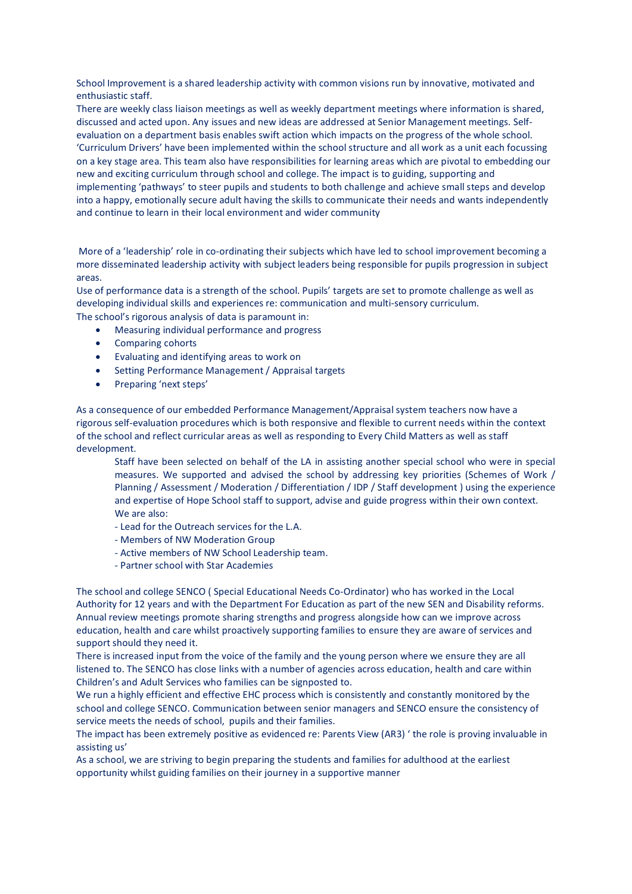School Improvement is a shared leadership activity with common visions run by innovative, motivated and enthusiastic staff.
There are weekly class liaison meetings as well as weekly department meetings where information is shared, discussed and acted upon. Any issues and new ideas are addressed at Senior Management meetings. Self-evaluation on a department basis enables swift action which impacts on the progress of the whole school.
'Curriculum Drivers' have been implemented within the school structure and all work as a unit each focussing on a key stage area. This team also have responsibilities for learning areas which are pivotal to embedding our new and exciting curriculum through school and college. The impact is to guiding, supporting and implementing 'pathways' to steer pupils and students to both challenge and achieve small steps and develop into a happy, emotionally secure adult having the skills to communicate their needs and wants independently and continue to learn in their local environment and wider community

More of a 'leadership' role in co-ordinating their subjects which have led to school improvement becoming a more disseminated leadership activity with subject leaders being responsible for pupils progression in subject areas.
Use of performance data is a strength of the school. Pupils' targets are set to promote challenge as well as developing individual skills and experiences re: communication and multi-sensory curriculum.
The school's rigorous analysis of data is paramount in:

- Measuring individual performance and progress
- Comparing cohorts
- Evaluating and identifying areas to work on
- Setting Performance Management / Appraisal targets
- Preparing 'next steps'

As a consequence of our embedded Performance Management/Appraisal system teachers now have a rigorous self-evaluation procedures which is both responsive and flexible to current needs within the context of the school and reflect curricular areas as well as responding to Every Child Matters as well as staff development.

> Staff have been selected on behalf of the LA in assisting another special school who were in special measures. We supported and advised the school by addressing key priorities (Schemes of Work / Planning / Assessment / Moderation / Differentiation / IDP / Staff development ) using the experience and expertise of Hope School staff to support, advise and guide progress within their own context.
> We are also:
> - Lead for the Outreach services for the L.A.
> - Members of NW Moderation Group
> - Active members of NW School Leadership team.
> - Partner school with Star Academies

The school and college SENCO ( Special Educational Needs Co-Ordinator) who has worked in the Local Authority for 12 years and with the Department For Education as part of the new SEN and Disability reforms. Annual review meetings promote sharing strengths and progress alongside how can we improve across education, health and care whilst proactively supporting families to ensure they are aware of services and support should they need it.
There is increased input from the voice of the family and the young person where we ensure they are all listened to. The SENCO has close links with a number of agencies across education, health and care within Children's and Adult Services who families can be signposted to.
We run a highly efficient and effective EHC process which is consistently and constantly monitored by the school and college SENCO. Communication between senior managers and SENCO ensure the consistency of service meets the needs of school, pupils and their families.
The impact has been extremely positive as evidenced re: Parents View (AR3) ' the role is proving invaluable in assisting us'
As a school, we are striving to begin preparing the students and families for adulthood at the earliest opportunity whilst guiding families on their journey in a supportive manner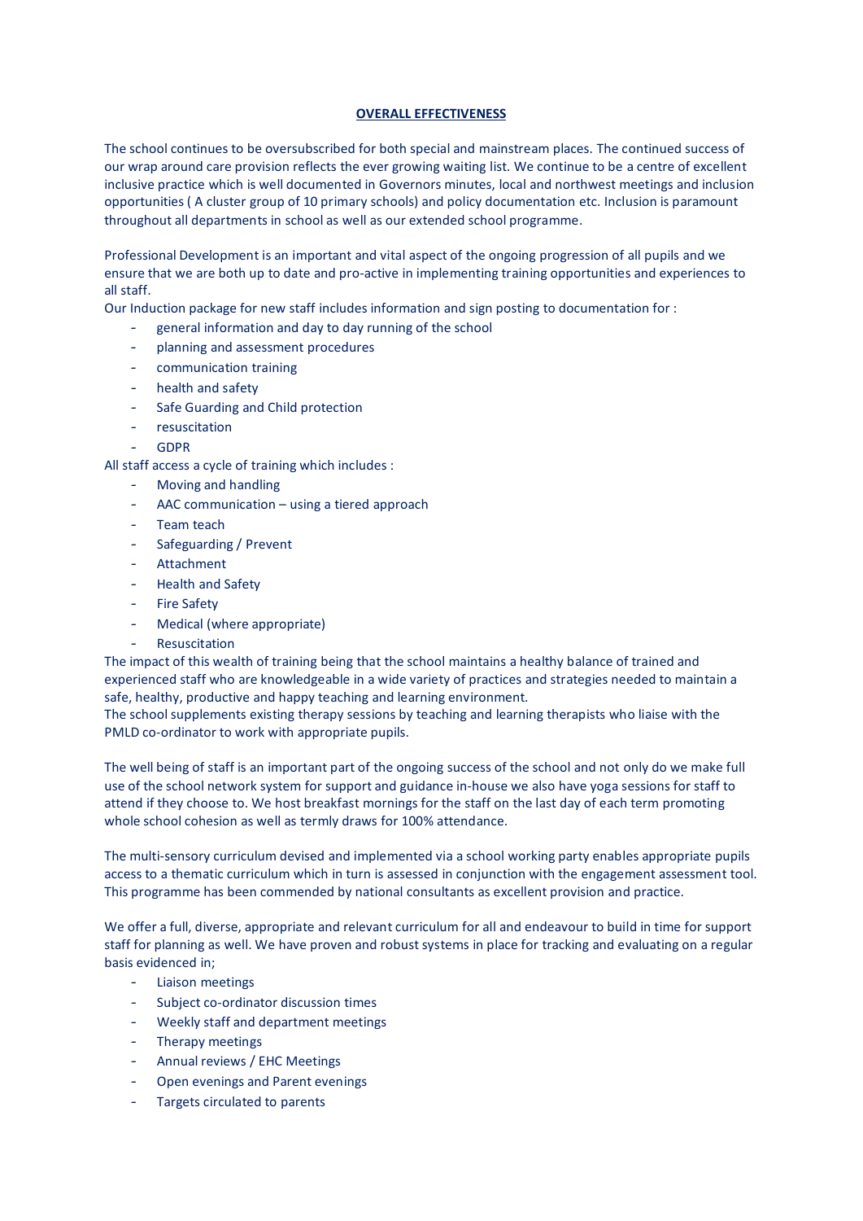## OVERALL EFFECTIVENESS

The school continues to be oversubscribed for both special and mainstream places. The continued success of our wrap around care provision reflects the ever growing waiting list. We continue to be a centre of excellent inclusive practice which is well documented in Governors minutes, local and northwest meetings and inclusion opportunities ( A cluster group of 10 primary schools) and policy documentation etc. Inclusion is paramount throughout all departments in school as well as our extended school programme.

Professional Development is an important and vital aspect of the ongoing progression of all pupils and we ensure that we are both up to date and pro-active in implementing training opportunities and experiences to all staff.

Our Induction package for new staff includes information and sign posting to documentation for :

- general information and day to day running of the school
- planning and assessment procedures
- communication training
- health and safety
- Safe Guarding and Child protection
- resuscitation
- GDPR

All staff access a cycle of training which includes :

- Moving and handling
- AAC communication – using a tiered approach
- Team teach
- Safeguarding / Prevent
- Attachment
- Health and Safety
- Fire Safety
- Medical (where appropriate)
- Resuscitation

The impact of this wealth of training being that the school maintains a healthy balance of trained and experienced staff who are knowledgeable in a wide variety of practices and strategies needed to maintain a safe, healthy, productive and happy teaching and learning environment.

The school supplements existing therapy sessions by teaching and learning therapists who liaise with the PMLD co-ordinator to work with appropriate pupils.

The well being of staff is an important part of the ongoing success of the school and not only do we make full use of the school network system for support and guidance in-house we also have yoga sessions for staff to attend if they choose to. We host breakfast mornings for the staff on the last day of each term promoting whole school cohesion as well as termly draws for 100% attendance.

The multi-sensory curriculum devised and implemented via a school working party enables appropriate pupils access to a thematic curriculum which in turn is assessed in conjunction with the engagement assessment tool. This programme has been commended by national consultants as excellent provision and practice.

We offer a full, diverse, appropriate and relevant curriculum for all and endeavour to build in time for support staff for planning as well. We have proven and robust systems in place for tracking and evaluating on a regular basis evidenced in;

- Liaison meetings
- Subject co-ordinator discussion times
- Weekly staff and department meetings
- Therapy meetings
- Annual reviews / EHC Meetings
- Open evenings and Parent evenings
- Targets circulated to parents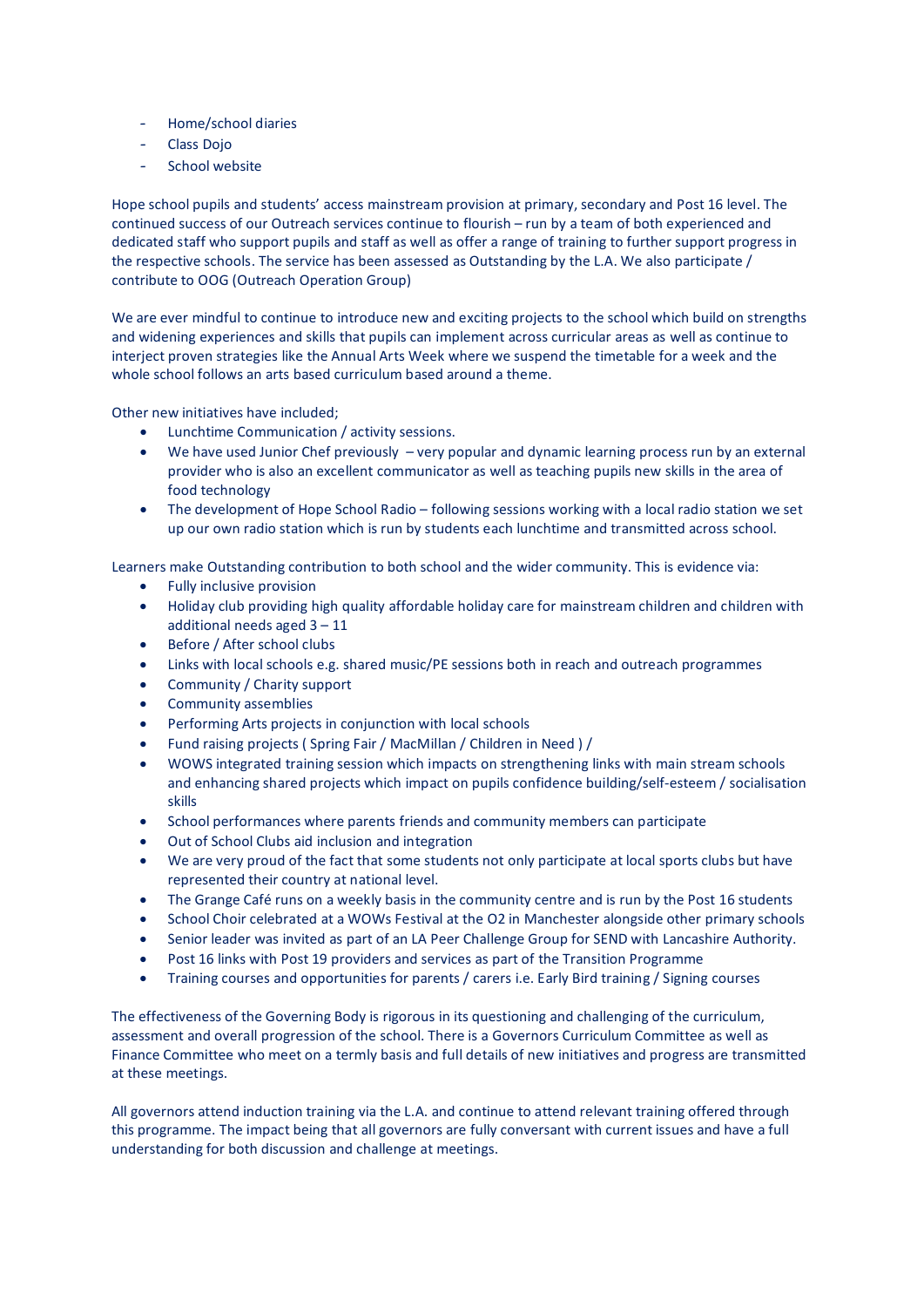- Home/school diaries
- Class Dojo
- School website

Hope school pupils and students' access mainstream provision at primary, secondary and Post 16 level. The continued success of our Outreach services continue to flourish – run by a team of both experienced and dedicated staff who support pupils and staff as well as offer a range of training to further support progress in the respective schools. The service has been assessed as Outstanding by the L.A. We also participate / contribute to OOG (Outreach Operation Group)

We are ever mindful to continue to introduce new and exciting projects to the school which build on strengths and widening experiences and skills that pupils can implement across curricular areas as well as continue to interject proven strategies like the Annual Arts Week where we suspend the timetable for a week and the whole school follows an arts based curriculum based around a theme.

Other new initiatives have included;

- Lunchtime Communication / activity sessions.
- We have used Junior Chef previously – very popular and dynamic learning process run by an external provider who is also an excellent communicator as well as teaching pupils new skills in the area of food technology
- The development of Hope School Radio – following sessions working with a local radio station we set up our own radio station which is run by students each lunchtime and transmitted across school.

Learners make Outstanding contribution to both school and the wider community. This is evidence via:

- Fully inclusive provision
- Holiday club providing high quality affordable holiday care for mainstream children and children with additional needs aged 3 – 11
- Before / After school clubs
- Links with local schools e.g. shared music/PE sessions both in reach and outreach programmes
- Community / Charity support
- Community assemblies
- Performing Arts projects in conjunction with local schools
- Fund raising projects ( Spring Fair / MacMillan / Children in Need ) /
- WOWS integrated training session which impacts on strengthening links with main stream schools and enhancing shared projects which impact on pupils confidence building/self-esteem / socialisation skills
- School performances where parents friends and community members can participate
- Out of School Clubs aid inclusion and integration
- We are very proud of the fact that some students not only participate at local sports clubs but have represented their country at national level.
- The Grange Café runs on a weekly basis in the community centre and is run by the Post 16 students
- School Choir celebrated at a WOWs Festival at the O2 in Manchester alongside other primary schools
- Senior leader was invited as part of an LA Peer Challenge Group for SEND with Lancashire Authority.
- Post 16 links with Post 19 providers and services as part of the Transition Programme
- Training courses and opportunities for parents / carers i.e. Early Bird training / Signing courses

The effectiveness of the Governing Body is rigorous in its questioning and challenging of the curriculum, assessment and overall progression of the school. There is a Governors Curriculum Committee as well as Finance Committee who meet on a termly basis and full details of new initiatives and progress are transmitted at these meetings.

All governors attend induction training via the L.A. and continue to attend relevant training offered through this programme. The impact being that all governors are fully conversant with current issues and have a full understanding for both discussion and challenge at meetings.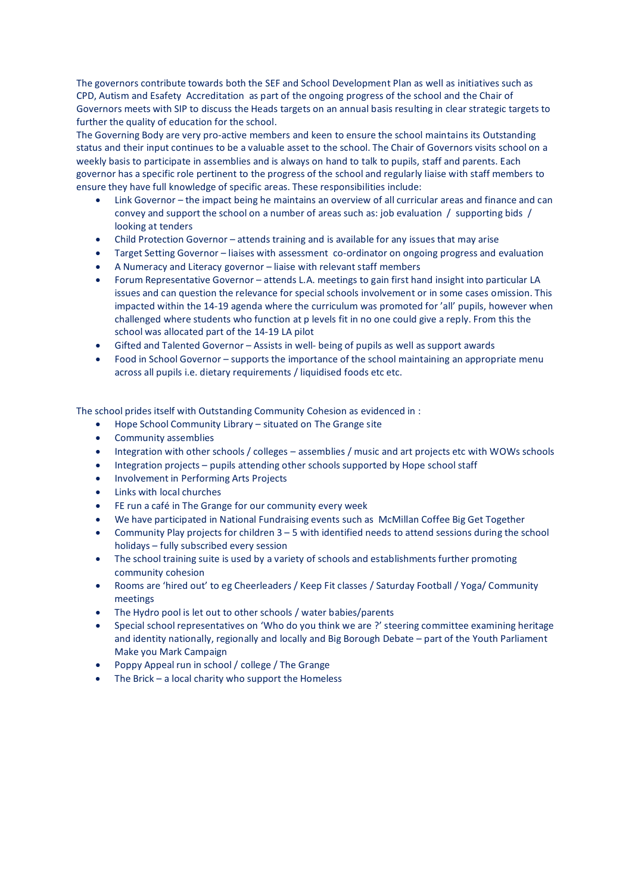The governors contribute towards both the SEF and School Development Plan as well as initiatives such as CPD, Autism and Esafety Accreditation as part of the ongoing progress of the school and the Chair of Governors meets with SIP to discuss the Heads targets on an annual basis resulting in clear strategic targets to further the quality of education for the school.

The Governing Body are very pro-active members and keen to ensure the school maintains its Outstanding status and their input continues to be a valuable asset to the school. The Chair of Governors visits school on a weekly basis to participate in assemblies and is always on hand to talk to pupils, staff and parents. Each governor has a specific role pertinent to the progress of the school and regularly liaise with staff members to ensure they have full knowledge of specific areas. These responsibilities include:

- Link Governor – the impact being he maintains an overview of all curricular areas and finance and can convey and support the school on a number of areas such as: job evaluation / supporting bids / looking at tenders
- Child Protection Governor – attends training and is available for any issues that may arise
- Target Setting Governor – liaises with assessment co-ordinator on ongoing progress and evaluation
- A Numeracy and Literacy governor – liaise with relevant staff members
- Forum Representative Governor – attends L.A. meetings to gain first hand insight into particular LA issues and can question the relevance for special schools involvement or in some cases omission. This impacted within the 14-19 agenda where the curriculum was promoted for 'all' pupils, however when challenged where students who function at p levels fit in no one could give a reply. From this the school was allocated part of the 14-19 LA pilot
- Gifted and Talented Governor – Assists in well- being of pupils as well as support awards
- Food in School Governor – supports the importance of the school maintaining an appropriate menu across all pupils i.e. dietary requirements / liquidised foods etc etc.

The school prides itself with Outstanding Community Cohesion as evidenced in :

- Hope School Community Library – situated on The Grange site
- Community assemblies
- Integration with other schools / colleges – assemblies / music and art projects etc with WOWs schools
- Integration projects – pupils attending other schools supported by Hope school staff
- Involvement in Performing Arts Projects
- Links with local churches
- FE run a café in The Grange for our community every week
- We have participated in National Fundraising events such as McMillan Coffee Big Get Together
- Community Play projects for children 3 – 5 with identified needs to attend sessions during the school holidays – fully subscribed every session
- The school training suite is used by a variety of schools and establishments further promoting community cohesion
- Rooms are 'hired out' to eg Cheerleaders / Keep Fit classes / Saturday Football / Yoga/ Community meetings
- The Hydro pool is let out to other schools / water babies/parents
- Special school representatives on 'Who do you think we are ?' steering committee examining heritage and identity nationally, regionally and locally and Big Borough Debate – part of the Youth Parliament Make you Mark Campaign
- Poppy Appeal run in school / college / The Grange
- The Brick – a local charity who support the Homeless